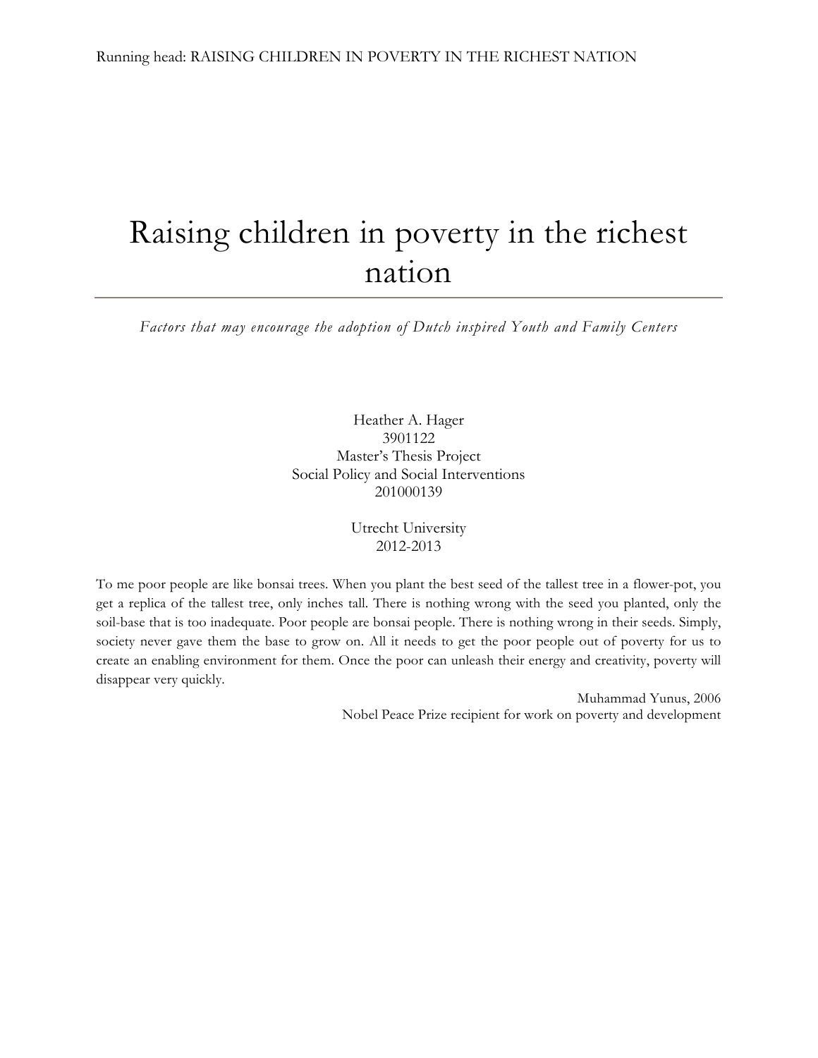# Raising children in poverty in the richest nation

*Factors that may encourage the adoption of Dutch inspired Youth and Family Centers*

Heather A. Hager
3901122
Master's Thesis Project
Social Policy and Social Interventions
201000139

Utrecht University
2012-2013

To me poor people are like bonsai trees. When you plant the best seed of the tallest tree in a flower-pot, you get a replica of the tallest tree, only inches tall. There is nothing wrong with the seed you planted, only the soil-base that is too inadequate. Poor people are bonsai people. There is nothing wrong in their seeds. Simply, society never gave them the base to grow on. All it needs to get the poor people out of poverty for us to create an enabling environment for them. Once the poor can unleash their energy and creativity, poverty will disappear very quickly.

Muhammad Yunus, 2006
Nobel Peace Prize recipient for work on poverty and development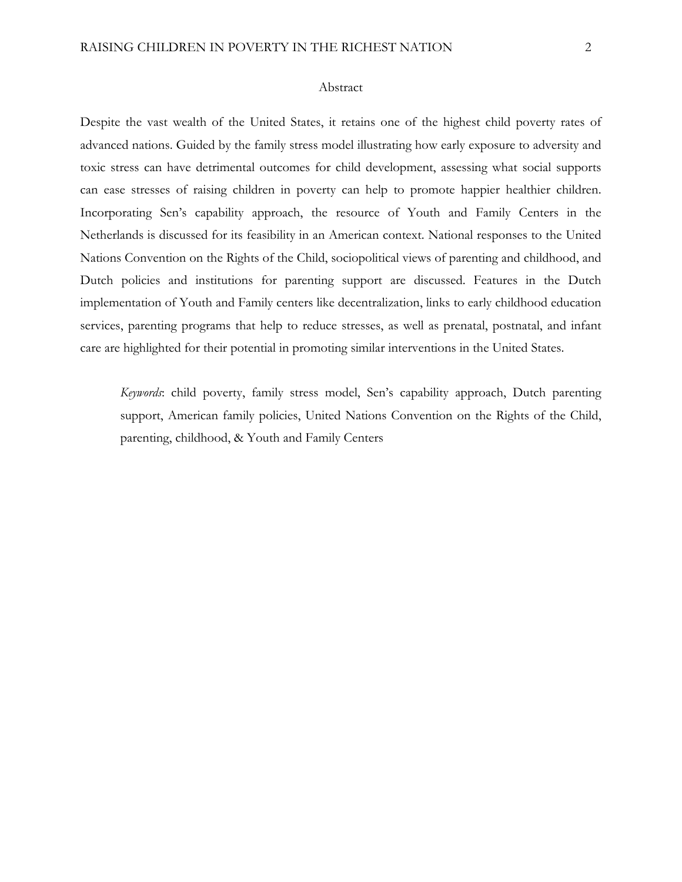# Abstract

Despite the vast wealth of the United States, it retains one of the highest child poverty rates of advanced nations. Guided by the family stress model illustrating how early exposure to adversity and toxic stress can have detrimental outcomes for child development, assessing what social supports can ease stresses of raising children in poverty can help to promote happier healthier children. Incorporating Sen's capability approach, the resource of Youth and Family Centers in the Netherlands is discussed for its feasibility in an American context. National responses to the United Nations Convention on the Rights of the Child, sociopolitical views of parenting and childhood, and Dutch policies and institutions for parenting support are discussed. Features in the Dutch implementation of Youth and Family centers like decentralization, links to early childhood education services, parenting programs that help to reduce stresses, as well as prenatal, postnatal, and infant care are highlighted for their potential in promoting similar interventions in the United States.

*Keywords*: child poverty, family stress model, Sen's capability approach, Dutch parenting support, American family policies, United Nations Convention on the Rights of the Child, parenting, childhood, & Youth and Family Centers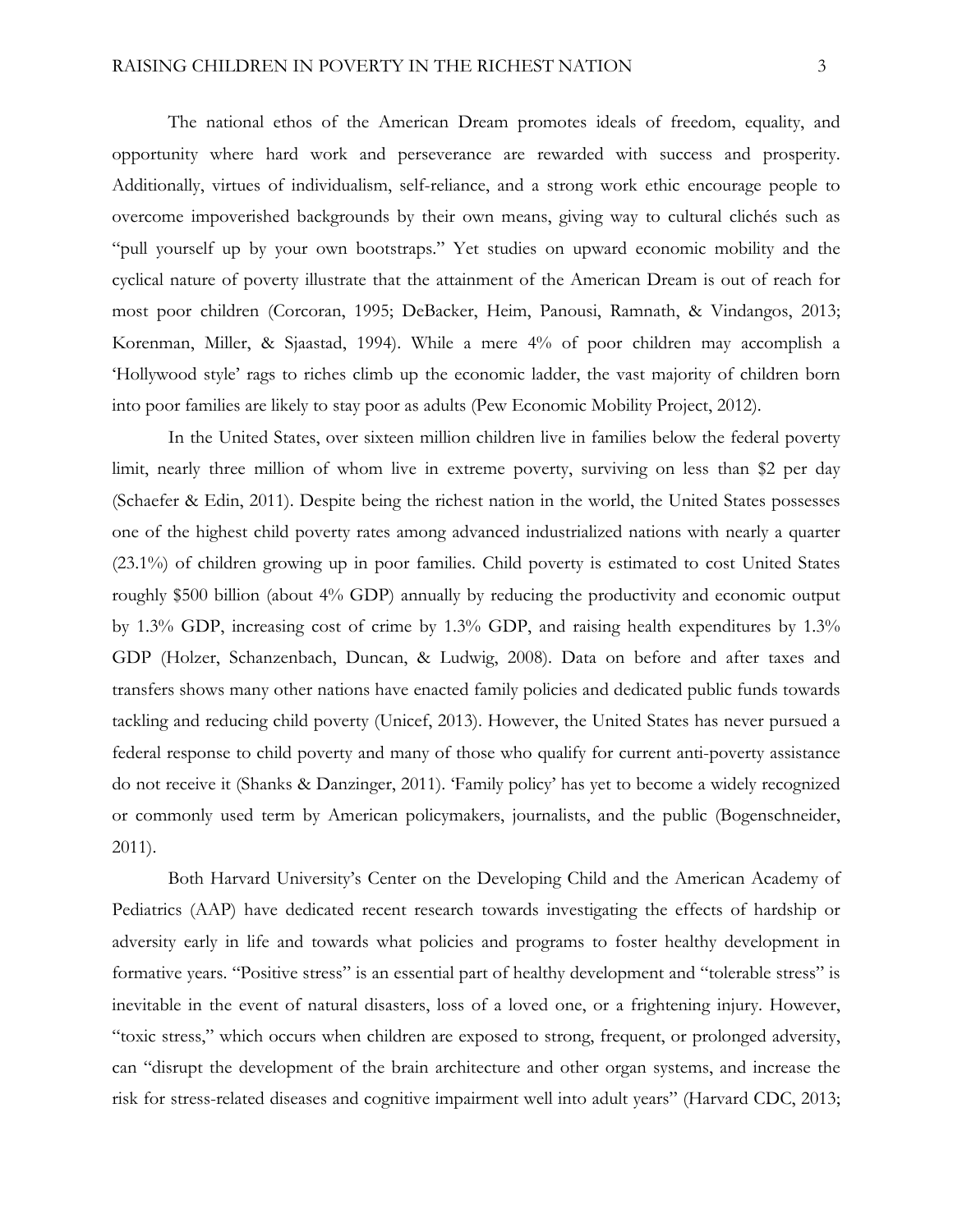The national ethos of the American Dream promotes ideals of freedom, equality, and opportunity where hard work and perseverance are rewarded with success and prosperity. Additionally, virtues of individualism, self-reliance, and a strong work ethic encourage people to overcome impoverished backgrounds by their own means, giving way to cultural clichés such as "pull yourself up by your own bootstraps." Yet studies on upward economic mobility and the cyclical nature of poverty illustrate that the attainment of the American Dream is out of reach for most poor children (Corcoran, 1995; DeBacker, Heim, Panousi, Ramnath, & Vindangos, 2013; Korenman, Miller, & Sjaastad, 1994). While a mere 4% of poor children may accomplish a 'Hollywood style' rags to riches climb up the economic ladder, the vast majority of children born into poor families are likely to stay poor as adults (Pew Economic Mobility Project, 2012).

In the United States, over sixteen million children live in families below the federal poverty limit, nearly three million of whom live in extreme poverty, surviving on less than \$2 per day (Schaefer & Edin, 2011). Despite being the richest nation in the world, the United States possesses one of the highest child poverty rates among advanced industrialized nations with nearly a quarter (23.1%) of children growing up in poor families. Child poverty is estimated to cost United States roughly \$500 billion (about 4% GDP) annually by reducing the productivity and economic output by 1.3% GDP, increasing cost of crime by 1.3% GDP, and raising health expenditures by 1.3% GDP (Holzer, Schanzenbach, Duncan, & Ludwig, 2008). Data on before and after taxes and transfers shows many other nations have enacted family policies and dedicated public funds towards tackling and reducing child poverty (Unicef, 2013). However, the United States has never pursued a federal response to child poverty and many of those who qualify for current anti-poverty assistance do not receive it (Shanks & Danzinger, 2011). 'Family policy' has yet to become a widely recognized or commonly used term by American policymakers, journalists, and the public (Bogenschneider, 2011).

Both Harvard University's Center on the Developing Child and the American Academy of Pediatrics (AAP) have dedicated recent research towards investigating the effects of hardship or adversity early in life and towards what policies and programs to foster healthy development in formative years. "Positive stress" is an essential part of healthy development and "tolerable stress" is inevitable in the event of natural disasters, loss of a loved one, or a frightening injury. However, "toxic stress," which occurs when children are exposed to strong, frequent, or prolonged adversity, can "disrupt the development of the brain architecture and other organ systems, and increase the risk for stress-related diseases and cognitive impairment well into adult years" (Harvard CDC, 2013;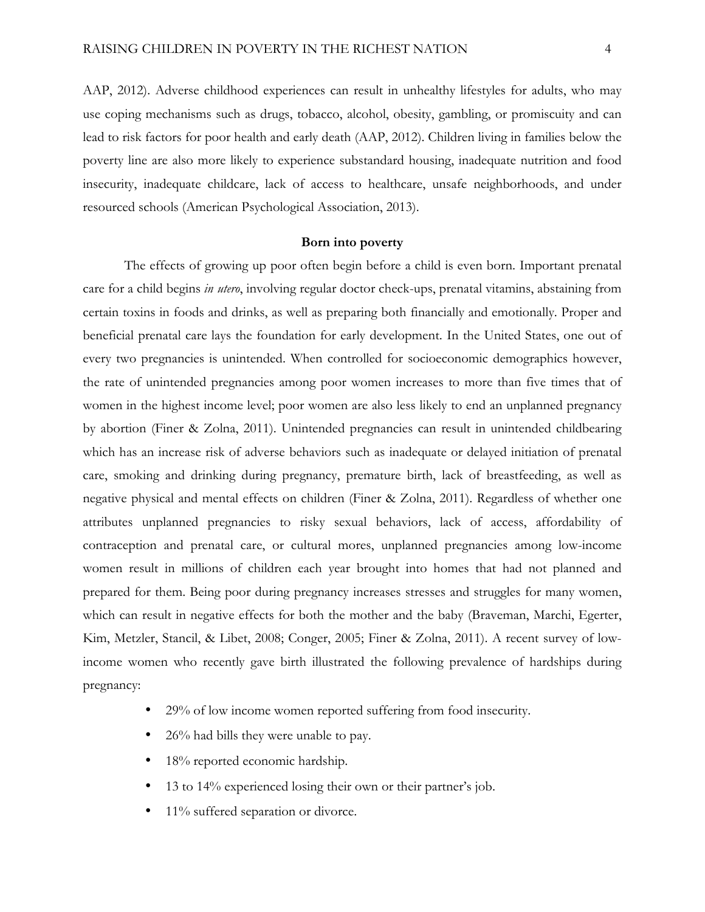AAP, 2012). Adverse childhood experiences can result in unhealthy lifestyles for adults, who may use coping mechanisms such as drugs, tobacco, alcohol, obesity, gambling, or promiscuity and can lead to risk factors for poor health and early death (AAP, 2012). Children living in families below the poverty line are also more likely to experience substandard housing, inadequate nutrition and food insecurity, inadequate childcare, lack of access to healthcare, unsafe neighborhoods, and under resourced schools (American Psychological Association, 2013).

## Born into poverty

The effects of growing up poor often begin before a child is even born. Important prenatal care for a child begins *in utero*, involving regular doctor check-ups, prenatal vitamins, abstaining from certain toxins in foods and drinks, as well as preparing both financially and emotionally. Proper and beneficial prenatal care lays the foundation for early development. In the United States, one out of every two pregnancies is unintended. When controlled for socioeconomic demographics however, the rate of unintended pregnancies among poor women increases to more than five times that of women in the highest income level; poor women are also less likely to end an unplanned pregnancy by abortion (Finer & Zolna, 2011). Unintended pregnancies can result in unintended childbearing which has an increase risk of adverse behaviors such as inadequate or delayed initiation of prenatal care, smoking and drinking during pregnancy, premature birth, lack of breastfeeding, as well as negative physical and mental effects on children (Finer & Zolna, 2011). Regardless of whether one attributes unplanned pregnancies to risky sexual behaviors, lack of access, affordability of contraception and prenatal care, or cultural mores, unplanned pregnancies among low-income women result in millions of children each year brought into homes that had not planned and prepared for them. Being poor during pregnancy increases stresses and struggles for many women, which can result in negative effects for both the mother and the baby (Braveman, Marchi, Egerter, Kim, Metzler, Stancil, & Libet, 2008; Conger, 2005; Finer & Zolna, 2011). A recent survey of low-income women who recently gave birth illustrated the following prevalence of hardships during pregnancy:

- 29% of low income women reported suffering from food insecurity.
- 26% had bills they were unable to pay.
- 18% reported economic hardship.
- 13 to 14% experienced losing their own or their partner's job.
- 11% suffered separation or divorce.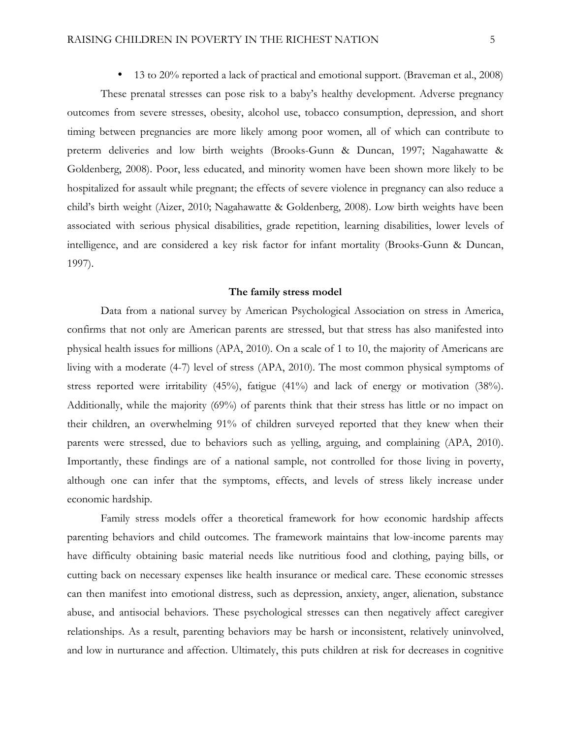- 13 to 20% reported a lack of practical and emotional support. (Braveman et al., 2008)

These prenatal stresses can pose risk to a baby's healthy development. Adverse pregnancy outcomes from severe stresses, obesity, alcohol use, tobacco consumption, depression, and short timing between pregnancies are more likely among poor women, all of which can contribute to preterm deliveries and low birth weights (Brooks-Gunn & Duncan, 1997; Nagahawatte & Goldenberg, 2008). Poor, less educated, and minority women have been shown more likely to be hospitalized for assault while pregnant; the effects of severe violence in pregnancy can also reduce a child's birth weight (Aizer, 2010; Nagahawatte & Goldenberg, 2008). Low birth weights have been associated with serious physical disabilities, grade repetition, learning disabilities, lower levels of intelligence, and are considered a key risk factor for infant mortality (Brooks-Gunn & Duncan, 1997).

**The family stress model**

Data from a national survey by American Psychological Association on stress in America, confirms that not only are American parents are stressed, but that stress has also manifested into physical health issues for millions (APA, 2010). On a scale of 1 to 10, the majority of Americans are living with a moderate (4-7) level of stress (APA, 2010). The most common physical symptoms of stress reported were irritability (45%), fatigue (41%) and lack of energy or motivation (38%). Additionally, while the majority (69%) of parents think that their stress has little or no impact on their children, an overwhelming 91% of children surveyed reported that they knew when their parents were stressed, due to behaviors such as yelling, arguing, and complaining (APA, 2010). Importantly, these findings are of a national sample, not controlled for those living in poverty, although one can infer that the symptoms, effects, and levels of stress likely increase under economic hardship.

Family stress models offer a theoretical framework for how economic hardship affects parenting behaviors and child outcomes. The framework maintains that low-income parents may have difficulty obtaining basic material needs like nutritious food and clothing, paying bills, or cutting back on necessary expenses like health insurance or medical care. These economic stresses can then manifest into emotional distress, such as depression, anxiety, anger, alienation, substance abuse, and antisocial behaviors. These psychological stresses can then negatively affect caregiver relationships. As a result, parenting behaviors may be harsh or inconsistent, relatively uninvolved, and low in nurturance and affection. Ultimately, this puts children at risk for decreases in cognitive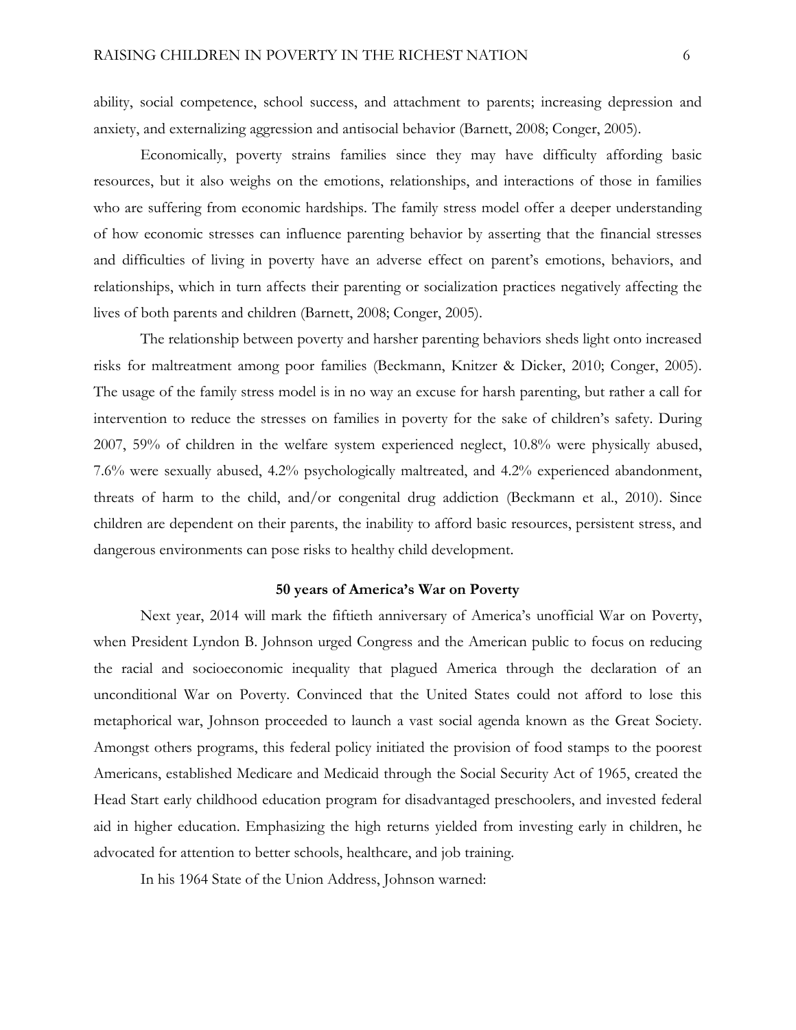ability, social competence, school success, and attachment to parents; increasing depression and anxiety, and externalizing aggression and antisocial behavior (Barnett, 2008; Conger, 2005).

Economically, poverty strains families since they may have difficulty affording basic resources, but it also weighs on the emotions, relationships, and interactions of those in families who are suffering from economic hardships. The family stress model offer a deeper understanding of how economic stresses can influence parenting behavior by asserting that the financial stresses and difficulties of living in poverty have an adverse effect on parent's emotions, behaviors, and relationships, which in turn affects their parenting or socialization practices negatively affecting the lives of both parents and children (Barnett, 2008; Conger, 2005).

The relationship between poverty and harsher parenting behaviors sheds light onto increased risks for maltreatment among poor families (Beckmann, Knitzer & Dicker, 2010; Conger, 2005). The usage of the family stress model is in no way an excuse for harsh parenting, but rather a call for intervention to reduce the stresses on families in poverty for the sake of children's safety. During 2007, 59% of children in the welfare system experienced neglect, 10.8% were physically abused, 7.6% were sexually abused, 4.2% psychologically maltreated, and 4.2% experienced abandonment, threats of harm to the child, and/or congenital drug addiction (Beckmann et al., 2010). Since children are dependent on their parents, the inability to afford basic resources, persistent stress, and dangerous environments can pose risks to healthy child development.

**50 years of America's War on Poverty**

Next year, 2014 will mark the fiftieth anniversary of America's unofficial War on Poverty, when President Lyndon B. Johnson urged Congress and the American public to focus on reducing the racial and socioeconomic inequality that plagued America through the declaration of an unconditional War on Poverty. Convinced that the United States could not afford to lose this metaphorical war, Johnson proceeded to launch a vast social agenda known as the Great Society. Amongst others programs, this federal policy initiated the provision of food stamps to the poorest Americans, established Medicare and Medicaid through the Social Security Act of 1965, created the Head Start early childhood education program for disadvantaged preschoolers, and invested federal aid in higher education. Emphasizing the high returns yielded from investing early in children, he advocated for attention to better schools, healthcare, and job training.

In his 1964 State of the Union Address, Johnson warned: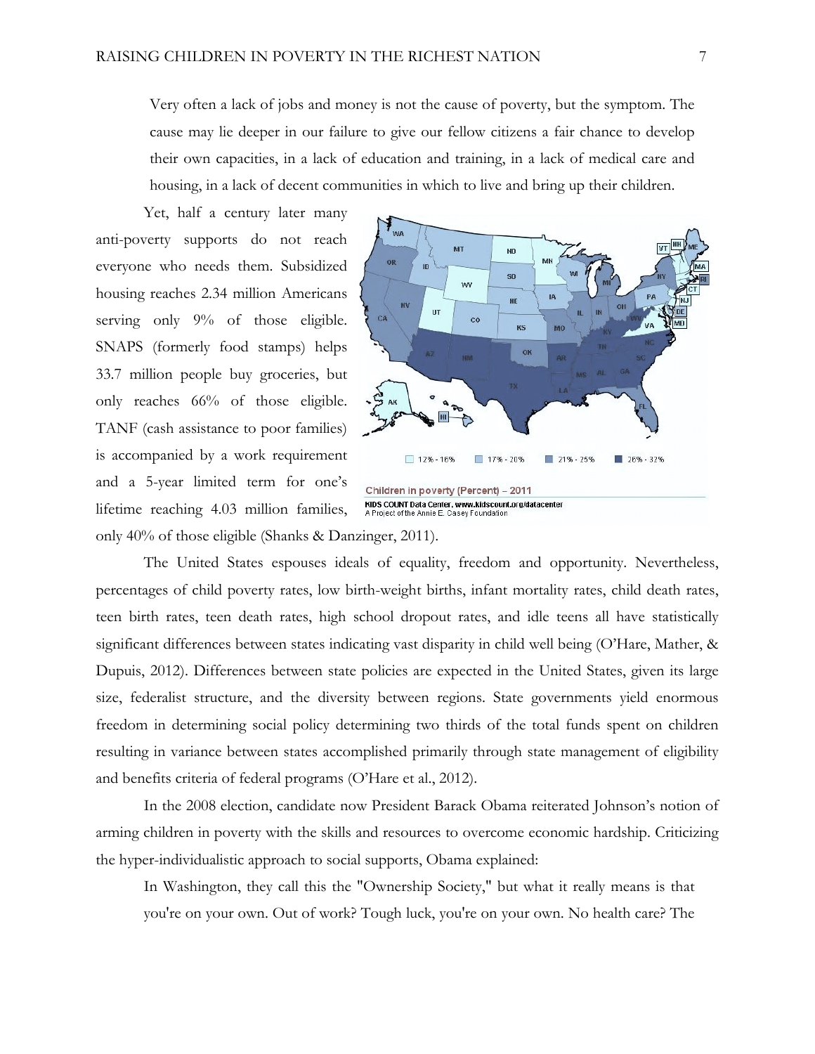> Very often a lack of jobs and money is not the cause of poverty, but the symptom. The cause may lie deeper in our failure to give our fellow citizens a fair chance to develop their own capacities, in a lack of education and training, in a lack of medical care and housing, in a lack of decent communities in which to live and bring up their children.

Yet, half a century later many anti-poverty supports do not reach everyone who needs them. Subsidized housing reaches 2.34 million Americans serving only 9% of those eligible. SNAPS (formerly food stamps) helps 33.7 million people buy groceries, but only reaches 66% of those eligible. TANF (cash assistance to poor families) is accompanied by a work requirement and a 5-year limited term for one's lifetime reaching 4.03 million families, only 40% of those eligible (Shanks & Danzinger, 2011).

Children in poverty (Percent) – 2011

KIDS COUNT Data Center, www.kidscount.org/datacenter
A Project of the Annie E. Casey Foundation

The United States espouses ideals of equality, freedom and opportunity. Nevertheless, percentages of child poverty rates, low birth-weight births, infant mortality rates, child death rates, teen birth rates, teen death rates, high school dropout rates, and idle teens all have statistically significant differences between states indicating vast disparity in child well being (O'Hare, Mather, & Dupuis, 2012). Differences between state policies are expected in the United States, given its large size, federalist structure, and the diversity between regions. State governments yield enormous freedom in determining social policy determining two thirds of the total funds spent on children resulting in variance between states accomplished primarily through state management of eligibility and benefits criteria of federal programs (O'Hare et al., 2012).

In the 2008 election, candidate now President Barack Obama reiterated Johnson's notion of arming children in poverty with the skills and resources to overcome economic hardship. Criticizing the hyper-individualistic approach to social supports, Obama explained:

> In Washington, they call this the "Ownership Society," but what it really means is that you're on your own. Out of work? Tough luck, you're on your own. No health care? The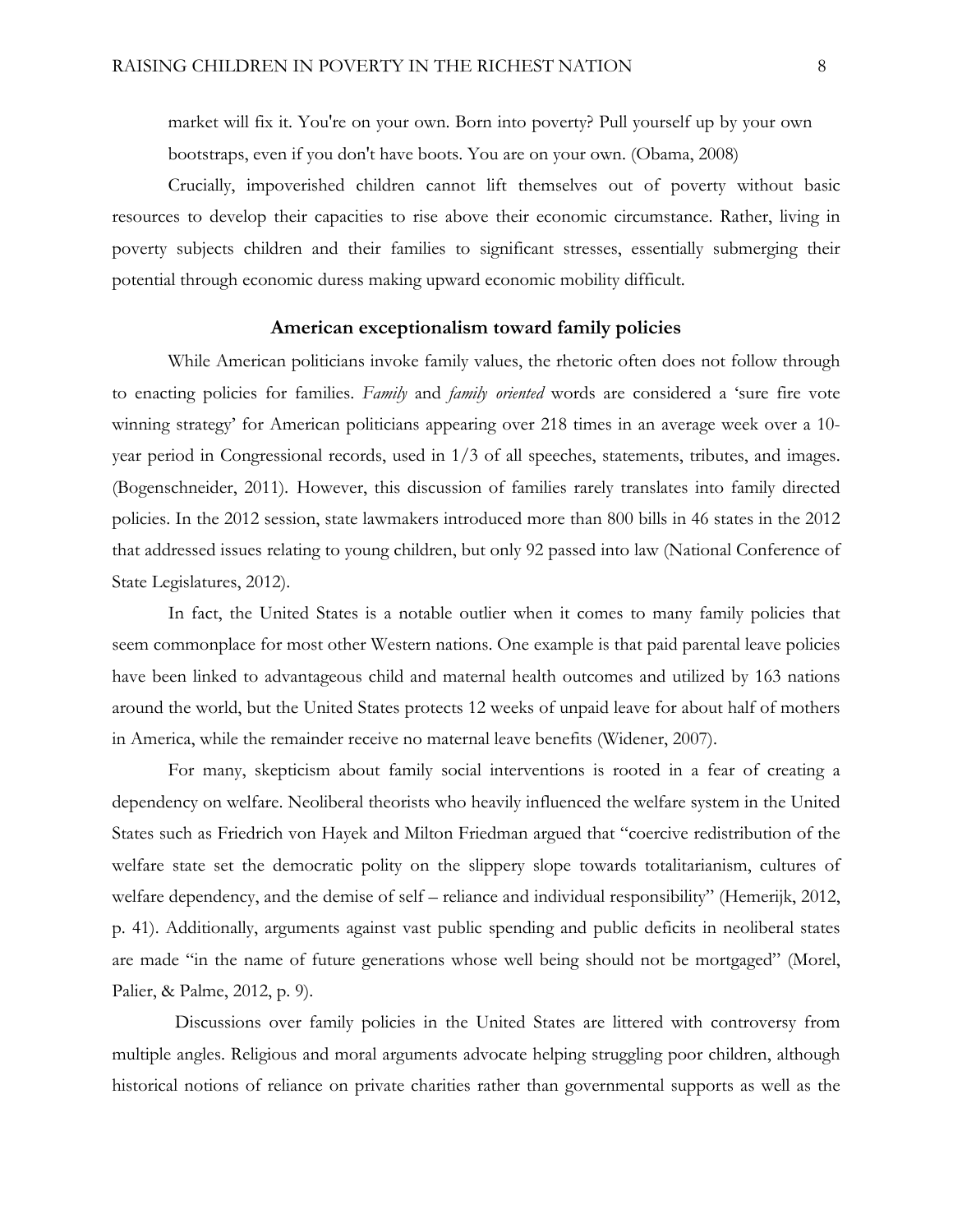market will fix it. You're on your own. Born into poverty? Pull yourself up by your own bootstraps, even if you don't have boots. You are on your own. (Obama, 2008)

Crucially, impoverished children cannot lift themselves out of poverty without basic resources to develop their capacities to rise above their economic circumstance. Rather, living in poverty subjects children and their families to significant stresses, essentially submerging their potential through economic duress making upward economic mobility difficult.

## American exceptionalism toward family policies

While American politicians invoke family values, the rhetoric often does not follow through to enacting policies for families. *Family* and *family oriented* words are considered a 'sure fire vote winning strategy' for American politicians appearing over 218 times in an average week over a 10-year period in Congressional records, used in 1/3 of all speeches, statements, tributes, and images. (Bogenschneider, 2011). However, this discussion of families rarely translates into family directed policies. In the 2012 session, state lawmakers introduced more than 800 bills in 46 states in the 2012 that addressed issues relating to young children, but only 92 passed into law (National Conference of State Legislatures, 2012).

In fact, the United States is a notable outlier when it comes to many family policies that seem commonplace for most other Western nations. One example is that paid parental leave policies have been linked to advantageous child and maternal health outcomes and utilized by 163 nations around the world, but the United States protects 12 weeks of unpaid leave for about half of mothers in America, while the remainder receive no maternal leave benefits (Widener, 2007).

For many, skepticism about family social interventions is rooted in a fear of creating a dependency on welfare. Neoliberal theorists who heavily influenced the welfare system in the United States such as Friedrich von Hayek and Milton Friedman argued that "coercive redistribution of the welfare state set the democratic polity on the slippery slope towards totalitarianism, cultures of welfare dependency, and the demise of self – reliance and individual responsibility" (Hemerijk, 2012, p. 41). Additionally, arguments against vast public spending and public deficits in neoliberal states are made "in the name of future generations whose well being should not be mortgaged" (Morel, Palier, & Palme, 2012, p. 9).

Discussions over family policies in the United States are littered with controversy from multiple angles. Religious and moral arguments advocate helping struggling poor children, although historical notions of reliance on private charities rather than governmental supports as well as the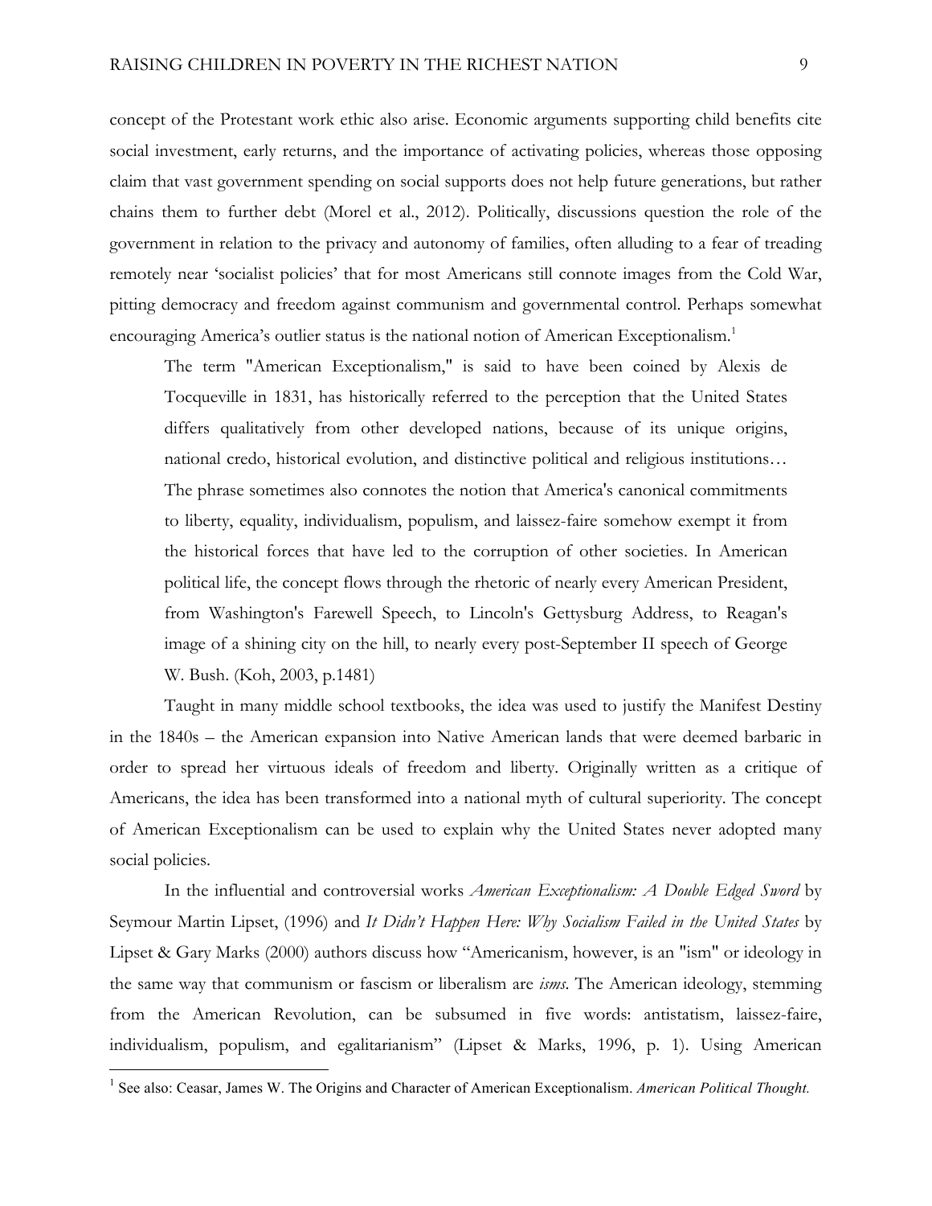concept of the Protestant work ethic also arise. Economic arguments supporting child benefits cite social investment, early returns, and the importance of activating policies, whereas those opposing claim that vast government spending on social supports does not help future generations, but rather chains them to further debt (Morel et al., 2012). Politically, discussions question the role of the government in relation to the privacy and autonomy of families, often alluding to a fear of treading remotely near 'socialist policies' that for most Americans still connote images from the Cold War, pitting democracy and freedom against communism and governmental control. Perhaps somewhat encouraging America's outlier status is the national notion of American Exceptionalism.[1]

> The term "American Exceptionalism," is said to have been coined by Alexis de Tocqueville in 1831, has historically referred to the perception that the United States differs qualitatively from other developed nations, because of its unique origins, national credo, historical evolution, and distinctive political and religious institutions… The phrase sometimes also connotes the notion that America's canonical commitments to liberty, equality, individualism, populism, and laissez-faire somehow exempt it from the historical forces that have led to the corruption of other societies. In American political life, the concept flows through the rhetoric of nearly every American President, from Washington's Farewell Speech, to Lincoln's Gettysburg Address, to Reagan's image of a shining city on the hill, to nearly every post-September II speech of George W. Bush. (Koh, 2003, p.1481)

Taught in many middle school textbooks, the idea was used to justify the Manifest Destiny in the 1840s – the American expansion into Native American lands that were deemed barbaric in order to spread her virtuous ideals of freedom and liberty. Originally written as a critique of Americans, the idea has been transformed into a national myth of cultural superiority. The concept of American Exceptionalism can be used to explain why the United States never adopted many social policies.

In the influential and controversial works *American Exceptionalism: A Double Edged Sword* by Seymour Martin Lipset, (1996) and *It Didn't Happen Here: Why Socialism Failed in the United States* by Lipset & Gary Marks (2000) authors discuss how "Americanism, however, is an "ism" or ideology in the same way that communism or fascism or liberalism are *isms*. The American ideology, stemming from the American Revolution, can be subsumed in five words: antistatism, laissez-faire, individualism, populism, and egalitarianism" (Lipset & Marks, 1996, p. 1). Using American

[1] See also: Ceasar, James W. The Origins and Character of American Exceptionalism. *American Political Thought.*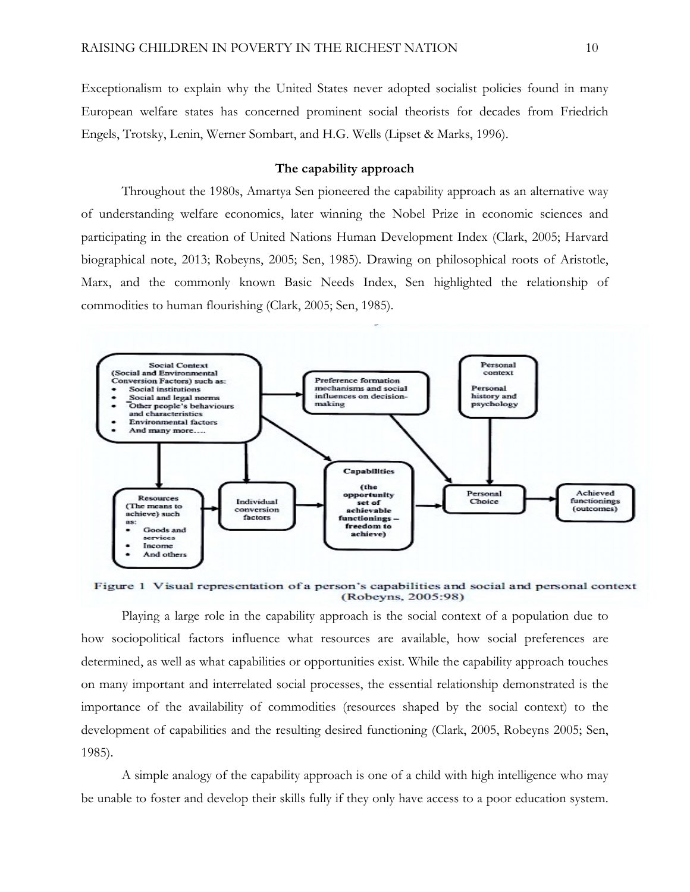Exceptionalism to explain why the United States never adopted socialist policies found in many European welfare states has concerned prominent social theorists for decades from Friedrich Engels, Trotsky, Lenin, Werner Sombart, and H.G. Wells (Lipset & Marks, 1996).

### The capability approach

Throughout the 1980s, Amartya Sen pioneered the capability approach as an alternative way of understanding welfare economics, later winning the Nobel Prize in economic sciences and participating in the creation of United Nations Human Development Index (Clark, 2005; Harvard biographical note, 2013; Robeyns, 2005; Sen, 1985). Drawing on philosophical roots of Aristotle, Marx, and the commonly known Basic Needs Index, Sen highlighted the relationship of commodities to human flourishing (Clark, 2005; Sen, 1985).

**Figure 1** Visual representation of a person's capabilities and social and personal context (Robeyns, 2005:98)

Playing a large role in the capability approach is the social context of a population due to how sociopolitical factors influence what resources are available, how social preferences are determined, as well as what capabilities or opportunities exist. While the capability approach touches on many important and interrelated social processes, the essential relationship demonstrated is the importance of the availability of commodities (resources shaped by the social context) to the development of capabilities and the resulting desired functioning (Clark, 2005, Robeyns 2005; Sen, 1985).

A simple analogy of the capability approach is one of a child with high intelligence who may be unable to foster and develop their skills fully if they only have access to a poor education system.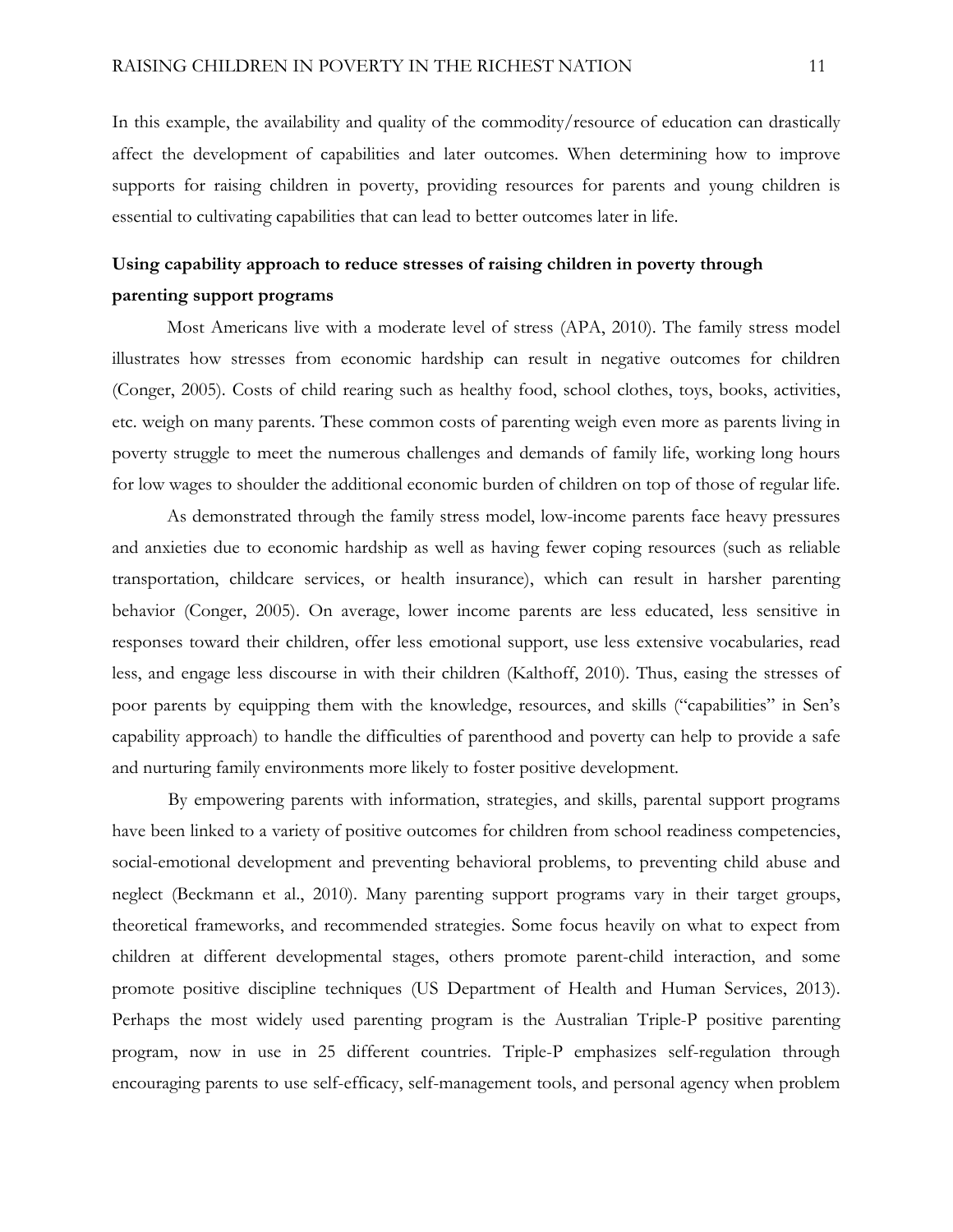In this example, the availability and quality of the commodity/resource of education can drastically affect the development of capabilities and later outcomes. When determining how to improve supports for raising children in poverty, providing resources for parents and young children is essential to cultivating capabilities that can lead to better outcomes later in life.

**Using capability approach to reduce stresses of raising children in poverty through parenting support programs**

Most Americans live with a moderate level of stress (APA, 2010). The family stress model illustrates how stresses from economic hardship can result in negative outcomes for children (Conger, 2005). Costs of child rearing such as healthy food, school clothes, toys, books, activities, etc. weigh on many parents. These common costs of parenting weigh even more as parents living in poverty struggle to meet the numerous challenges and demands of family life, working long hours for low wages to shoulder the additional economic burden of children on top of those of regular life.

As demonstrated through the family stress model, low-income parents face heavy pressures and anxieties due to economic hardship as well as having fewer coping resources (such as reliable transportation, childcare services, or health insurance), which can result in harsher parenting behavior (Conger, 2005). On average, lower income parents are less educated, less sensitive in responses toward their children, offer less emotional support, use less extensive vocabularies, read less, and engage less discourse in with their children (Kalthoff, 2010). Thus, easing the stresses of poor parents by equipping them with the knowledge, resources, and skills ("capabilities" in Sen's capability approach) to handle the difficulties of parenthood and poverty can help to provide a safe and nurturing family environments more likely to foster positive development.

By empowering parents with information, strategies, and skills, parental support programs have been linked to a variety of positive outcomes for children from school readiness competencies, social-emotional development and preventing behavioral problems, to preventing child abuse and neglect (Beckmann et al., 2010). Many parenting support programs vary in their target groups, theoretical frameworks, and recommended strategies. Some focus heavily on what to expect from children at different developmental stages, others promote parent-child interaction, and some promote positive discipline techniques (US Department of Health and Human Services, 2013). Perhaps the most widely used parenting program is the Australian Triple-P positive parenting program, now in use in 25 different countries. Triple-P emphasizes self-regulation through encouraging parents to use self-efficacy, self-management tools, and personal agency when problem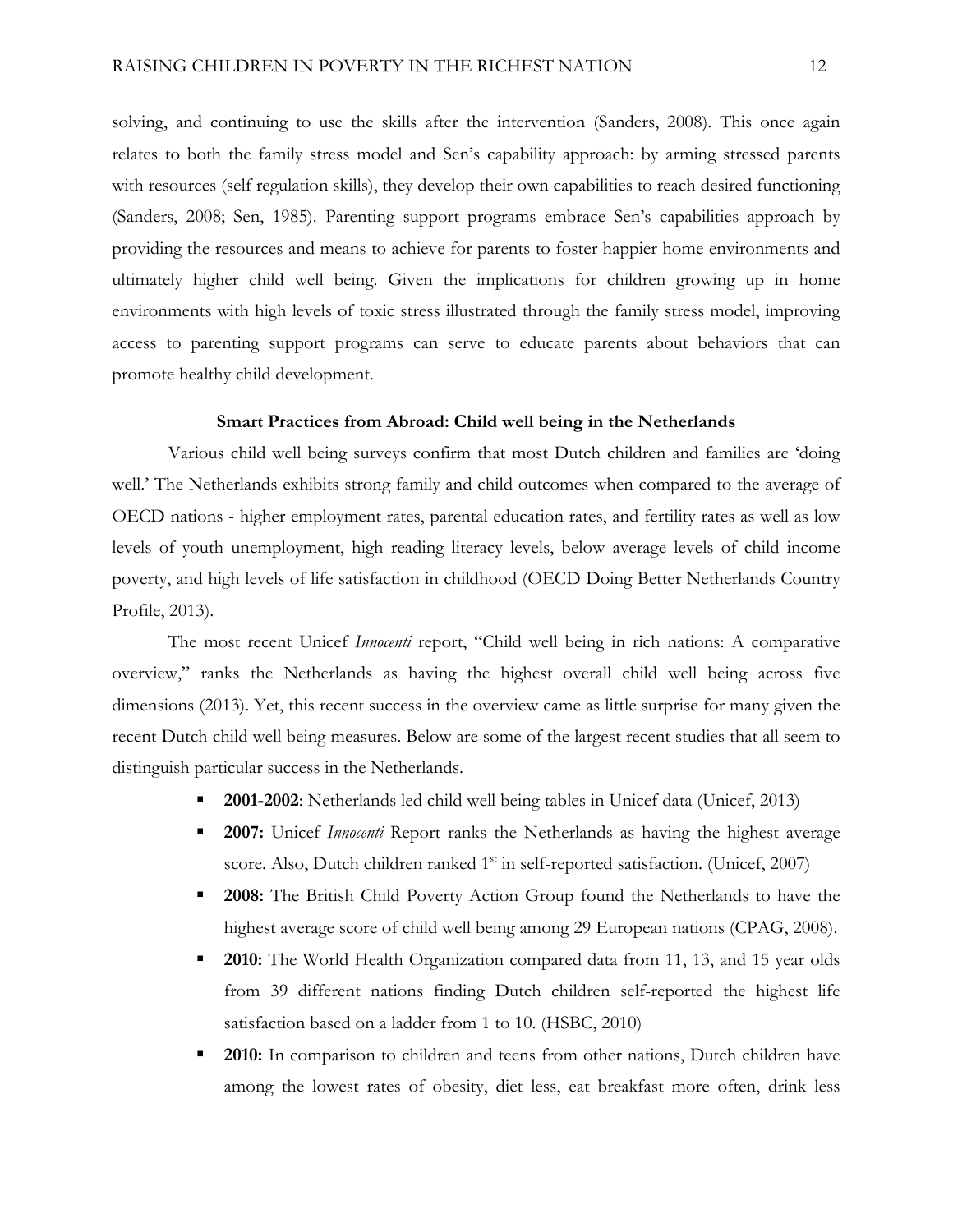solving, and continuing to use the skills after the intervention (Sanders, 2008). This once again relates to both the family stress model and Sen's capability approach: by arming stressed parents with resources (self regulation skills), they develop their own capabilities to reach desired functioning (Sanders, 2008; Sen, 1985). Parenting support programs embrace Sen's capabilities approach by providing the resources and means to achieve for parents to foster happier home environments and ultimately higher child well being. Given the implications for children growing up in home environments with high levels of toxic stress illustrated through the family stress model, improving access to parenting support programs can serve to educate parents about behaviors that can promote healthy child development.

## Smart Practices from Abroad: Child well being in the Netherlands

Various child well being surveys confirm that most Dutch children and families are 'doing well.' The Netherlands exhibits strong family and child outcomes when compared to the average of OECD nations - higher employment rates, parental education rates, and fertility rates as well as low levels of youth unemployment, high reading literacy levels, below average levels of child income poverty, and high levels of life satisfaction in childhood (OECD Doing Better Netherlands Country Profile, 2013).

The most recent Unicef *Innocenti* report, "Child well being in rich nations: A comparative overview," ranks the Netherlands as having the highest overall child well being across five dimensions (2013). Yet, this recent success in the overview came as little surprise for many given the recent Dutch child well being measures. Below are some of the largest recent studies that all seem to distinguish particular success in the Netherlands.

- **2001-2002**: Netherlands led child well being tables in Unicef data (Unicef, 2013)
- **2007:** Unicef *Innocenti* Report ranks the Netherlands as having the highest average score. Also, Dutch children ranked 1st in self-reported satisfaction. (Unicef, 2007)
- **2008:** The British Child Poverty Action Group found the Netherlands to have the highest average score of child well being among 29 European nations (CPAG, 2008).
- **2010:** The World Health Organization compared data from 11, 13, and 15 year olds from 39 different nations finding Dutch children self-reported the highest life satisfaction based on a ladder from 1 to 10. (HSBC, 2010)
- **2010:** In comparison to children and teens from other nations, Dutch children have among the lowest rates of obesity, diet less, eat breakfast more often, drink less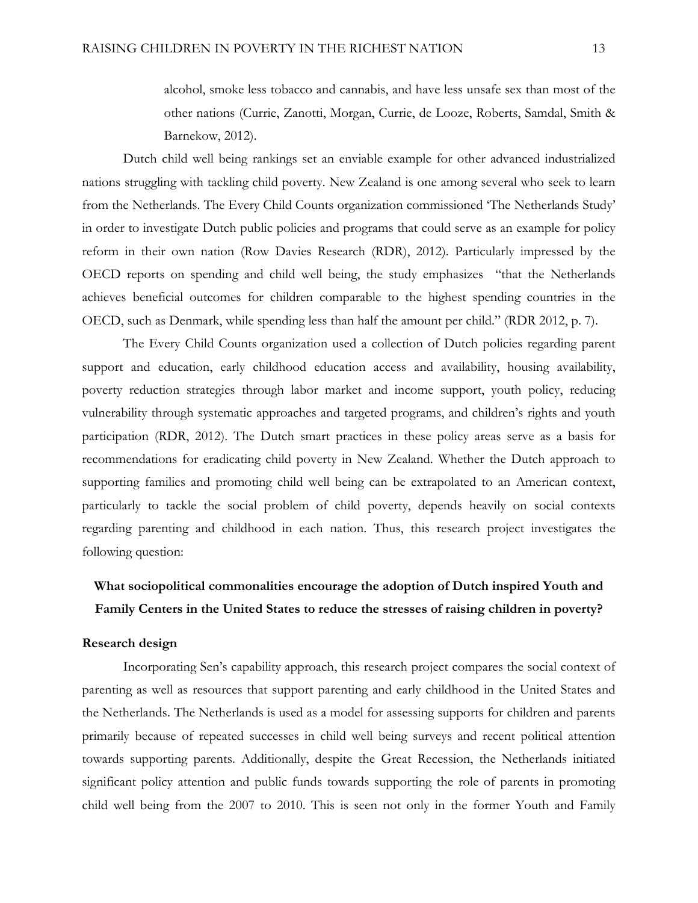> alcohol, smoke less tobacco and cannabis, and have less unsafe sex than most of the other nations (Currie, Zanotti, Morgan, Currie, de Looze, Roberts, Samdal, Smith & Barnekow, 2012).

Dutch child well being rankings set an enviable example for other advanced industrialized nations struggling with tackling child poverty. New Zealand is one among several who seek to learn from the Netherlands. The Every Child Counts organization commissioned 'The Netherlands Study' in order to investigate Dutch public policies and programs that could serve as an example for policy reform in their own nation (Row Davies Research (RDR), 2012). Particularly impressed by the OECD reports on spending and child well being, the study emphasizes "that the Netherlands achieves beneficial outcomes for children comparable to the highest spending countries in the OECD, such as Denmark, while spending less than half the amount per child." (RDR 2012, p. 7).

The Every Child Counts organization used a collection of Dutch policies regarding parent support and education, early childhood education access and availability, housing availability, poverty reduction strategies through labor market and income support, youth policy, reducing vulnerability through systematic approaches and targeted programs, and children's rights and youth participation (RDR, 2012). The Dutch smart practices in these policy areas serve as a basis for recommendations for eradicating child poverty in New Zealand. Whether the Dutch approach to supporting families and promoting child well being can be extrapolated to an American context, particularly to tackle the social problem of child poverty, depends heavily on social contexts regarding parenting and childhood in each nation. Thus, this research project investigates the following question:

**What sociopolitical commonalities encourage the adoption of Dutch inspired Youth and Family Centers in the United States to reduce the stresses of raising children in poverty?**

**Research design**

Incorporating Sen's capability approach, this research project compares the social context of parenting as well as resources that support parenting and early childhood in the United States and the Netherlands. The Netherlands is used as a model for assessing supports for children and parents primarily because of repeated successes in child well being surveys and recent political attention towards supporting parents. Additionally, despite the Great Recession, the Netherlands initiated significant policy attention and public funds towards supporting the role of parents in promoting child well being from the 2007 to 2010. This is seen not only in the former Youth and Family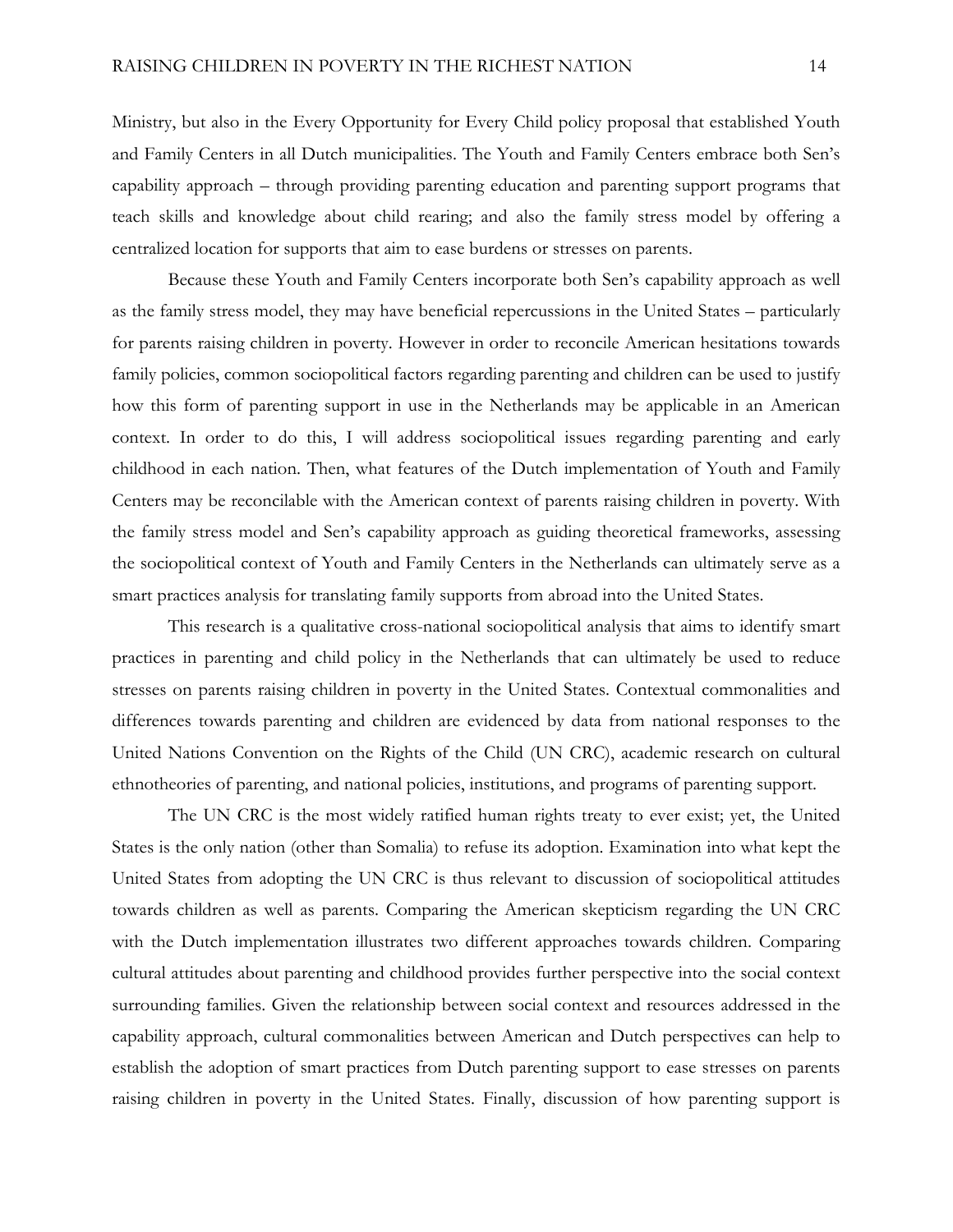Ministry, but also in the Every Opportunity for Every Child policy proposal that established Youth and Family Centers in all Dutch municipalities. The Youth and Family Centers embrace both Sen's capability approach – through providing parenting education and parenting support programs that teach skills and knowledge about child rearing; and also the family stress model by offering a centralized location for supports that aim to ease burdens or stresses on parents.

Because these Youth and Family Centers incorporate both Sen's capability approach as well as the family stress model, they may have beneficial repercussions in the United States – particularly for parents raising children in poverty. However in order to reconcile American hesitations towards family policies, common sociopolitical factors regarding parenting and children can be used to justify how this form of parenting support in use in the Netherlands may be applicable in an American context. In order to do this, I will address sociopolitical issues regarding parenting and early childhood in each nation. Then, what features of the Dutch implementation of Youth and Family Centers may be reconcilable with the American context of parents raising children in poverty. With the family stress model and Sen's capability approach as guiding theoretical frameworks, assessing the sociopolitical context of Youth and Family Centers in the Netherlands can ultimately serve as a smart practices analysis for translating family supports from abroad into the United States.

This research is a qualitative cross-national sociopolitical analysis that aims to identify smart practices in parenting and child policy in the Netherlands that can ultimately be used to reduce stresses on parents raising children in poverty in the United States. Contextual commonalities and differences towards parenting and children are evidenced by data from national responses to the United Nations Convention on the Rights of the Child (UN CRC), academic research on cultural ethnotheories of parenting, and national policies, institutions, and programs of parenting support.

The UN CRC is the most widely ratified human rights treaty to ever exist; yet, the United States is the only nation (other than Somalia) to refuse its adoption. Examination into what kept the United States from adopting the UN CRC is thus relevant to discussion of sociopolitical attitudes towards children as well as parents. Comparing the American skepticism regarding the UN CRC with the Dutch implementation illustrates two different approaches towards children. Comparing cultural attitudes about parenting and childhood provides further perspective into the social context surrounding families. Given the relationship between social context and resources addressed in the capability approach, cultural commonalities between American and Dutch perspectives can help to establish the adoption of smart practices from Dutch parenting support to ease stresses on parents raising children in poverty in the United States. Finally, discussion of how parenting support is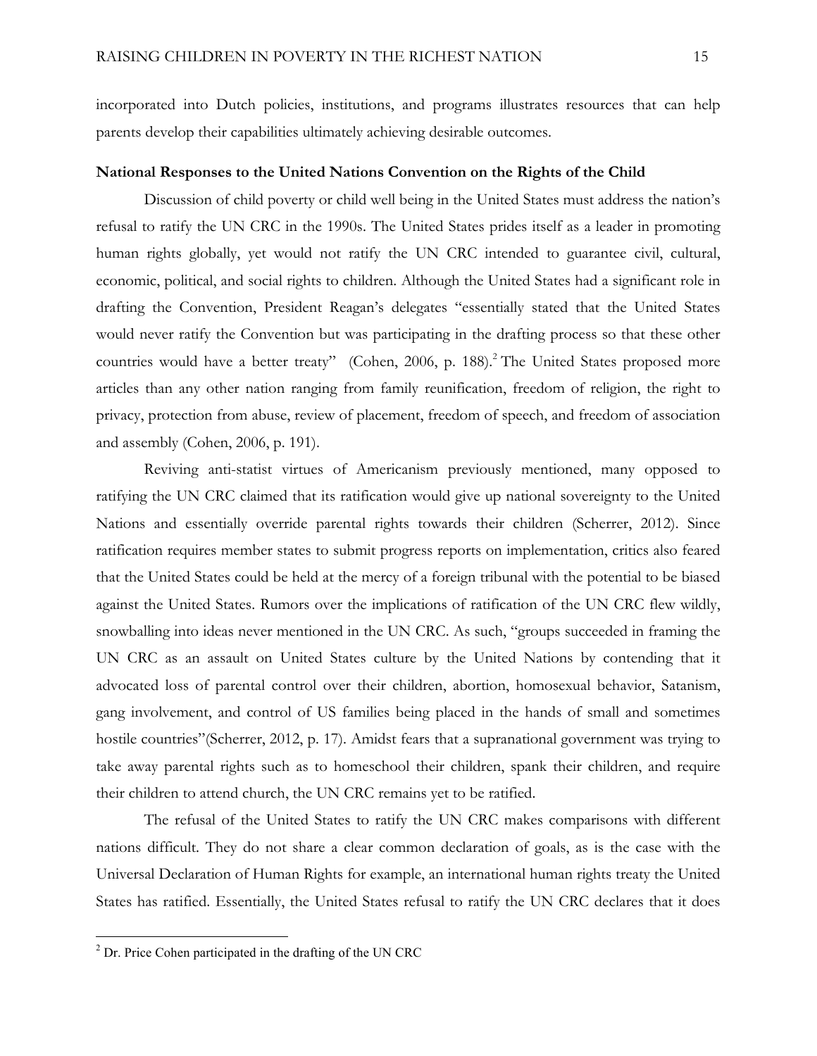incorporated into Dutch policies, institutions, and programs illustrates resources that can help parents develop their capabilities ultimately achieving desirable outcomes.

**National Responses to the United Nations Convention on the Rights of the Child**

Discussion of child poverty or child well being in the United States must address the nation's refusal to ratify the UN CRC in the 1990s. The United States prides itself as a leader in promoting human rights globally, yet would not ratify the UN CRC intended to guarantee civil, cultural, economic, political, and social rights to children. Although the United States had a significant role in drafting the Convention, President Reagan's delegates "essentially stated that the United States would never ratify the Convention but was participating in the drafting process so that these other countries would have a better treaty" (Cohen, 2006, p. 188).[2] The United States proposed more articles than any other nation ranging from family reunification, freedom of religion, the right to privacy, protection from abuse, review of placement, freedom of speech, and freedom of association and assembly (Cohen, 2006, p. 191).

Reviving anti-statist virtues of Americanism previously mentioned, many opposed to ratifying the UN CRC claimed that its ratification would give up national sovereignty to the United Nations and essentially override parental rights towards their children (Scherrer, 2012). Since ratification requires member states to submit progress reports on implementation, critics also feared that the United States could be held at the mercy of a foreign tribunal with the potential to be biased against the United States. Rumors over the implications of ratification of the UN CRC flew wildly, snowballing into ideas never mentioned in the UN CRC. As such, "groups succeeded in framing the UN CRC as an assault on United States culture by the United Nations by contending that it advocated loss of parental control over their children, abortion, homosexual behavior, Satanism, gang involvement, and control of US families being placed in the hands of small and sometimes hostile countries"(Scherrer, 2012, p. 17). Amidst fears that a supranational government was trying to take away parental rights such as to homeschool their children, spank their children, and require their children to attend church, the UN CRC remains yet to be ratified.

The refusal of the United States to ratify the UN CRC makes comparisons with different nations difficult. They do not share a clear common declaration of goals, as is the case with the Universal Declaration of Human Rights for example, an international human rights treaty the United States has ratified. Essentially, the United States refusal to ratify the UN CRC declares that it does

[2] Dr. Price Cohen participated in the drafting of the UN CRC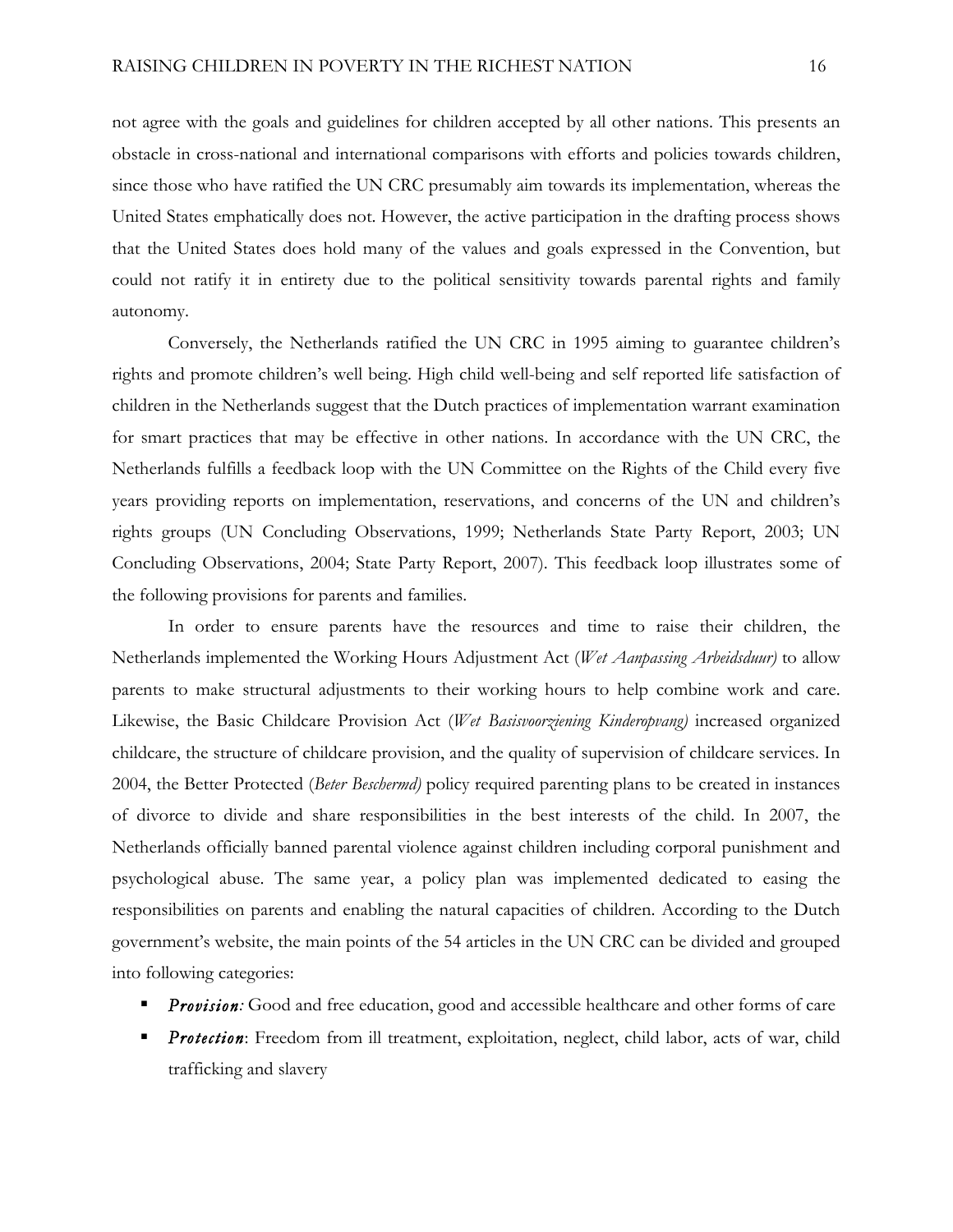not agree with the goals and guidelines for children accepted by all other nations. This presents an obstacle in cross-national and international comparisons with efforts and policies towards children, since those who have ratified the UN CRC presumably aim towards its implementation, whereas the United States emphatically does not. However, the active participation in the drafting process shows that the United States does hold many of the values and goals expressed in the Convention, but could not ratify it in entirety due to the political sensitivity towards parental rights and family autonomy.

Conversely, the Netherlands ratified the UN CRC in 1995 aiming to guarantee children's rights and promote children's well being. High child well-being and self reported life satisfaction of children in the Netherlands suggest that the Dutch practices of implementation warrant examination for smart practices that may be effective in other nations. In accordance with the UN CRC, the Netherlands fulfills a feedback loop with the UN Committee on the Rights of the Child every five years providing reports on implementation, reservations, and concerns of the UN and children's rights groups (UN Concluding Observations, 1999; Netherlands State Party Report, 2003; UN Concluding Observations, 2004; State Party Report, 2007). This feedback loop illustrates some of the following provisions for parents and families.

In order to ensure parents have the resources and time to raise their children, the Netherlands implemented the Working Hours Adjustment Act (*Wet Aanpassing Arbeidsduur)* to allow parents to make structural adjustments to their working hours to help combine work and care. Likewise, the Basic Childcare Provision Act (*Wet Basisvoorziening Kinderopvang)* increased organized childcare, the structure of childcare provision, and the quality of supervision of childcare services. In 2004, the Better Protected (*Beter Beschermd)* policy required parenting plans to be created in instances of divorce to divide and share responsibilities in the best interests of the child. In 2007, the Netherlands officially banned parental violence against children including corporal punishment and psychological abuse. The same year, a policy plan was implemented dedicated to easing the responsibilities on parents and enabling the natural capacities of children. According to the Dutch government's website, the main points of the 54 articles in the UN CRC can be divided and grouped into following categories:

- ***Provision:*** Good and free education, good and accessible healthcare and other forms of care
- ***Protection***: Freedom from ill treatment, exploitation, neglect, child labor, acts of war, child trafficking and slavery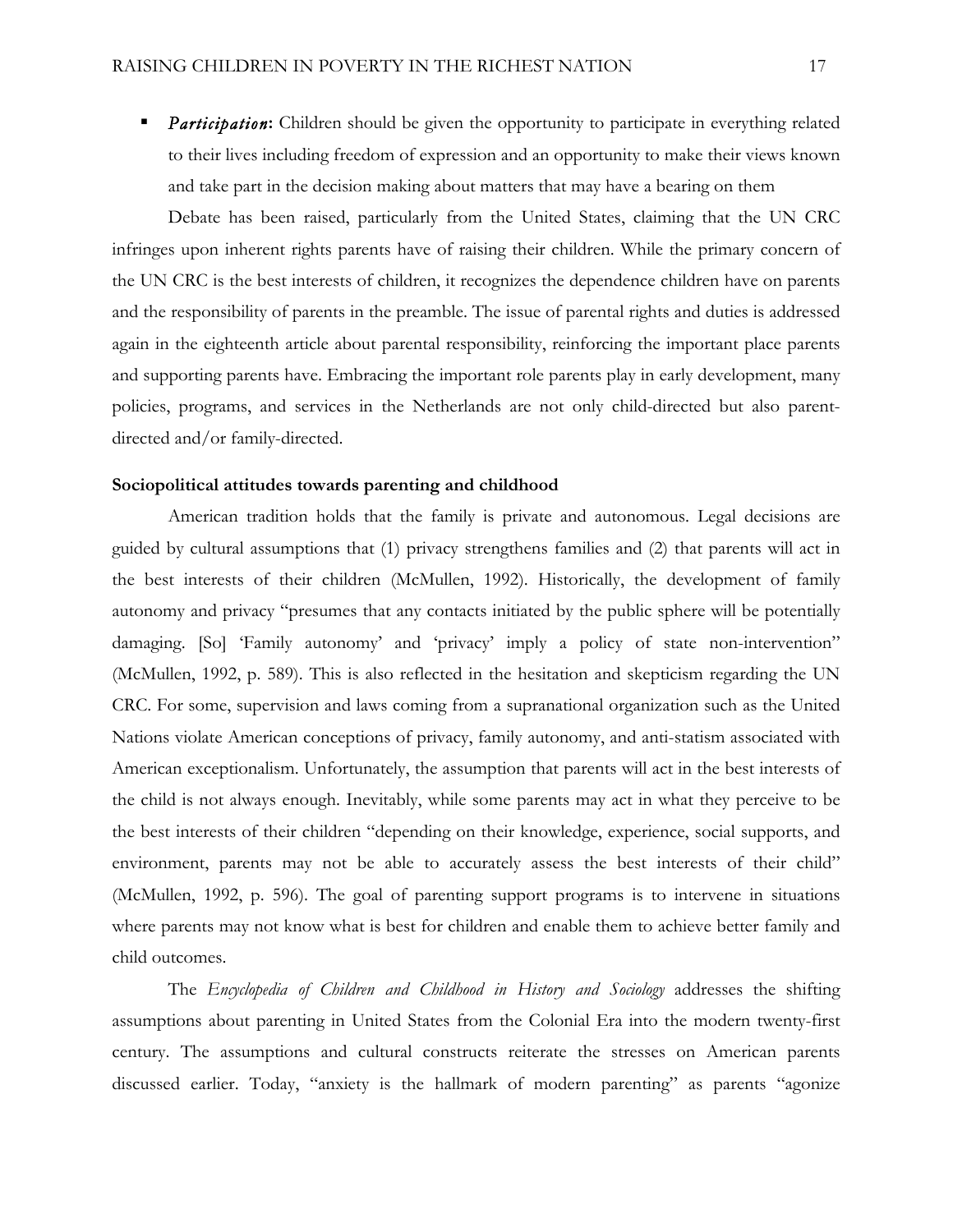- ***Participation***: Children should be given the opportunity to participate in everything related to their lives including freedom of expression and an opportunity to make their views known and take part in the decision making about matters that may have a bearing on them

Debate has been raised, particularly from the United States, claiming that the UN CRC infringes upon inherent rights parents have of raising their children. While the primary concern of the UN CRC is the best interests of children, it recognizes the dependence children have on parents and the responsibility of parents in the preamble. The issue of parental rights and duties is addressed again in the eighteenth article about parental responsibility, reinforcing the important place parents and supporting parents have. Embracing the important role parents play in early development, many policies, programs, and services in the Netherlands are not only child-directed but also parent-directed and/or family-directed.

**Sociopolitical attitudes towards parenting and childhood**

American tradition holds that the family is private and autonomous. Legal decisions are guided by cultural assumptions that (1) privacy strengthens families and (2) that parents will act in the best interests of their children (McMullen, 1992). Historically, the development of family autonomy and privacy "presumes that any contacts initiated by the public sphere will be potentially damaging. [So] 'Family autonomy' and 'privacy' imply a policy of state non-intervention" (McMullen, 1992, p. 589). This is also reflected in the hesitation and skepticism regarding the UN CRC. For some, supervision and laws coming from a supranational organization such as the United Nations violate American conceptions of privacy, family autonomy, and anti-statism associated with American exceptionalism. Unfortunately, the assumption that parents will act in the best interests of the child is not always enough. Inevitably, while some parents may act in what they perceive to be the best interests of their children "depending on their knowledge, experience, social supports, and environment, parents may not be able to accurately assess the best interests of their child" (McMullen, 1992, p. 596). The goal of parenting support programs is to intervene in situations where parents may not know what is best for children and enable them to achieve better family and child outcomes.

The *Encyclopedia of Children and Childhood in History and Sociology* addresses the shifting assumptions about parenting in United States from the Colonial Era into the modern twenty-first century. The assumptions and cultural constructs reiterate the stresses on American parents discussed earlier. Today, "anxiety is the hallmark of modern parenting" as parents "agonize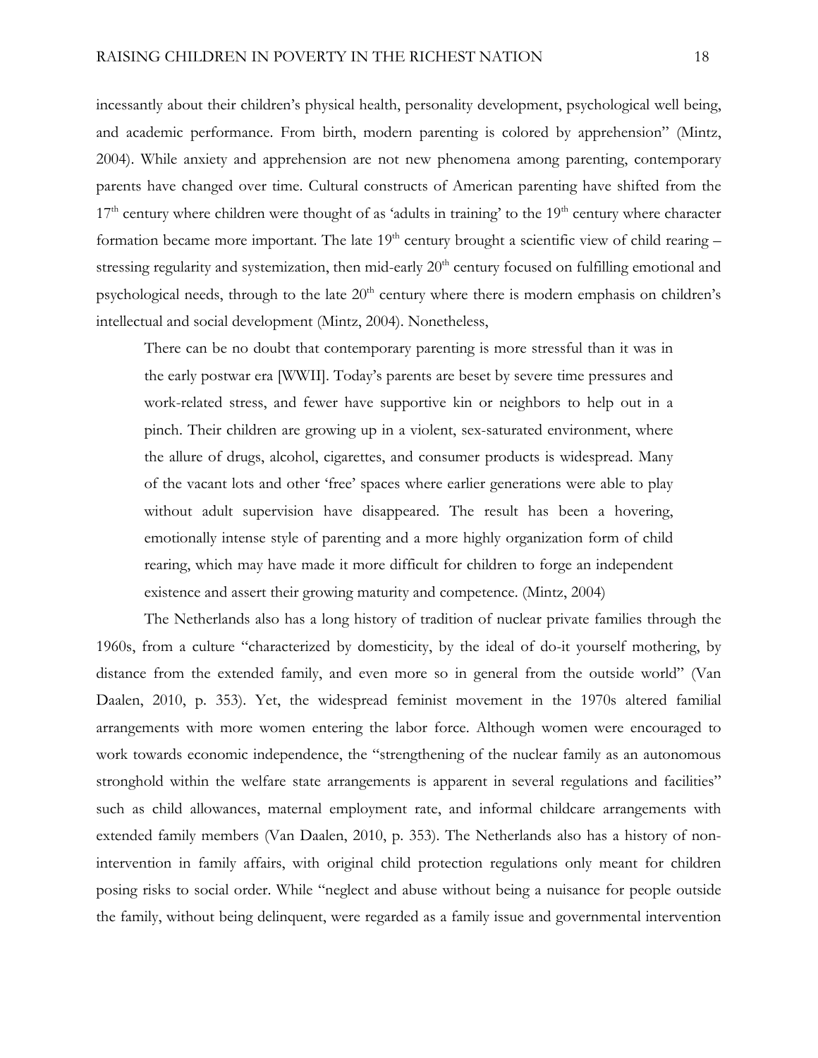incessantly about their children's physical health, personality development, psychological well being, and academic performance. From birth, modern parenting is colored by apprehension" (Mintz, 2004). While anxiety and apprehension are not new phenomena among parenting, contemporary parents have changed over time. Cultural constructs of American parenting have shifted from the 17th century where children were thought of as 'adults in training' to the 19th century where character formation became more important. The late 19th century brought a scientific view of child rearing – stressing regularity and systemization, then mid-early 20th century focused on fulfilling emotional and psychological needs, through to the late 20th century where there is modern emphasis on children's intellectual and social development (Mintz, 2004). Nonetheless,

> There can be no doubt that contemporary parenting is more stressful than it was in the early postwar era [WWII]. Today's parents are beset by severe time pressures and work-related stress, and fewer have supportive kin or neighbors to help out in a pinch. Their children are growing up in a violent, sex-saturated environment, where the allure of drugs, alcohol, cigarettes, and consumer products is widespread. Many of the vacant lots and other 'free' spaces where earlier generations were able to play without adult supervision have disappeared. The result has been a hovering, emotionally intense style of parenting and a more highly organization form of child rearing, which may have made it more difficult for children to forge an independent existence and assert their growing maturity and competence. (Mintz, 2004)

The Netherlands also has a long history of tradition of nuclear private families through the 1960s, from a culture "characterized by domesticity, by the ideal of do-it yourself mothering, by distance from the extended family, and even more so in general from the outside world" (Van Daalen, 2010, p. 353). Yet, the widespread feminist movement in the 1970s altered familial arrangements with more women entering the labor force. Although women were encouraged to work towards economic independence, the "strengthening of the nuclear family as an autonomous stronghold within the welfare state arrangements is apparent in several regulations and facilities" such as child allowances, maternal employment rate, and informal childcare arrangements with extended family members (Van Daalen, 2010, p. 353). The Netherlands also has a history of non-intervention in family affairs, with original child protection regulations only meant for children posing risks to social order. While "neglect and abuse without being a nuisance for people outside the family, without being delinquent, were regarded as a family issue and governmental intervention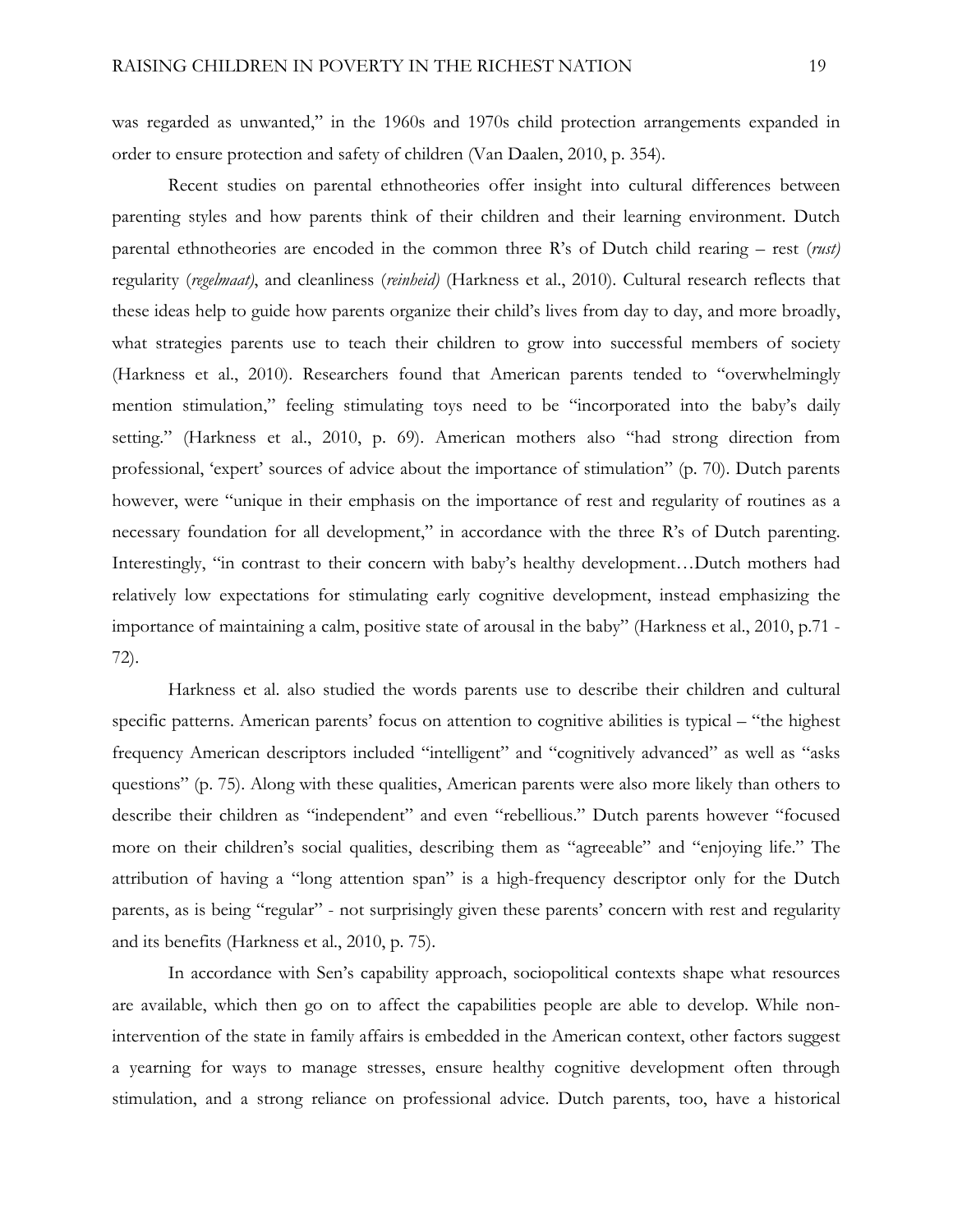was regarded as unwanted," in the 1960s and 1970s child protection arrangements expanded in order to ensure protection and safety of children (Van Daalen, 2010, p. 354).

Recent studies on parental ethnotheories offer insight into cultural differences between parenting styles and how parents think of their children and their learning environment. Dutch parental ethnotheories are encoded in the common three R's of Dutch child rearing – rest (*rust)* regularity (*regelmaat)*, and cleanliness (*reinheid)* (Harkness et al., 2010). Cultural research reflects that these ideas help to guide how parents organize their child's lives from day to day, and more broadly, what strategies parents use to teach their children to grow into successful members of society (Harkness et al., 2010). Researchers found that American parents tended to "overwhelmingly mention stimulation," feeling stimulating toys need to be "incorporated into the baby's daily setting." (Harkness et al., 2010, p. 69). American mothers also "had strong direction from professional, 'expert' sources of advice about the importance of stimulation" (p. 70). Dutch parents however, were "unique in their emphasis on the importance of rest and regularity of routines as a necessary foundation for all development," in accordance with the three R's of Dutch parenting. Interestingly, "in contrast to their concern with baby's healthy development…Dutch mothers had relatively low expectations for stimulating early cognitive development, instead emphasizing the importance of maintaining a calm, positive state of arousal in the baby" (Harkness et al., 2010, p.71 - 72).

Harkness et al. also studied the words parents use to describe their children and cultural specific patterns. American parents' focus on attention to cognitive abilities is typical – "the highest frequency American descriptors included "intelligent" and "cognitively advanced" as well as "asks questions" (p. 75). Along with these qualities, American parents were also more likely than others to describe their children as "independent" and even "rebellious." Dutch parents however "focused more on their children's social qualities, describing them as "agreeable" and "enjoying life." The attribution of having a "long attention span" is a high-frequency descriptor only for the Dutch parents, as is being "regular" - not surprisingly given these parents' concern with rest and regularity and its benefits (Harkness et al., 2010, p. 75).

In accordance with Sen's capability approach, sociopolitical contexts shape what resources are available, which then go on to affect the capabilities people are able to develop. While non-intervention of the state in family affairs is embedded in the American context, other factors suggest a yearning for ways to manage stresses, ensure healthy cognitive development often through stimulation, and a strong reliance on professional advice. Dutch parents, too, have a historical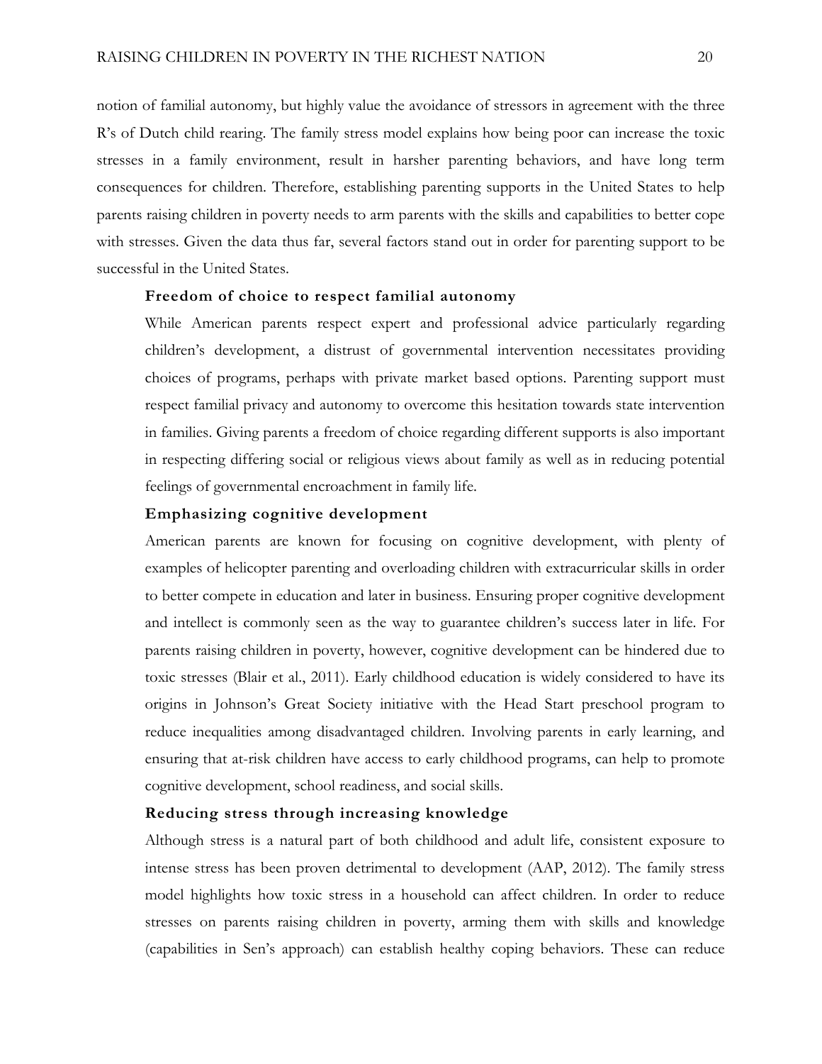notion of familial autonomy, but highly value the avoidance of stressors in agreement with the three R's of Dutch child rearing. The family stress model explains how being poor can increase the toxic stresses in a family environment, result in harsher parenting behaviors, and have long term consequences for children. Therefore, establishing parenting supports in the United States to help parents raising children in poverty needs to arm parents with the skills and capabilities to better cope with stresses. Given the data thus far, several factors stand out in order for parenting support to be successful in the United States.

**Freedom of choice to respect familial autonomy**

While American parents respect expert and professional advice particularly regarding children's development, a distrust of governmental intervention necessitates providing choices of programs, perhaps with private market based options. Parenting support must respect familial privacy and autonomy to overcome this hesitation towards state intervention in families. Giving parents a freedom of choice regarding different supports is also important in respecting differing social or religious views about family as well as in reducing potential feelings of governmental encroachment in family life.

**Emphasizing cognitive development**

American parents are known for focusing on cognitive development, with plenty of examples of helicopter parenting and overloading children with extracurricular skills in order to better compete in education and later in business. Ensuring proper cognitive development and intellect is commonly seen as the way to guarantee children's success later in life. For parents raising children in poverty, however, cognitive development can be hindered due to toxic stresses (Blair et al., 2011). Early childhood education is widely considered to have its origins in Johnson's Great Society initiative with the Head Start preschool program to reduce inequalities among disadvantaged children. Involving parents in early learning, and ensuring that at-risk children have access to early childhood programs, can help to promote cognitive development, school readiness, and social skills.

**Reducing stress through increasing knowledge**

Although stress is a natural part of both childhood and adult life, consistent exposure to intense stress has been proven detrimental to development (AAP, 2012). The family stress model highlights how toxic stress in a household can affect children. In order to reduce stresses on parents raising children in poverty, arming them with skills and knowledge (capabilities in Sen's approach) can establish healthy coping behaviors. These can reduce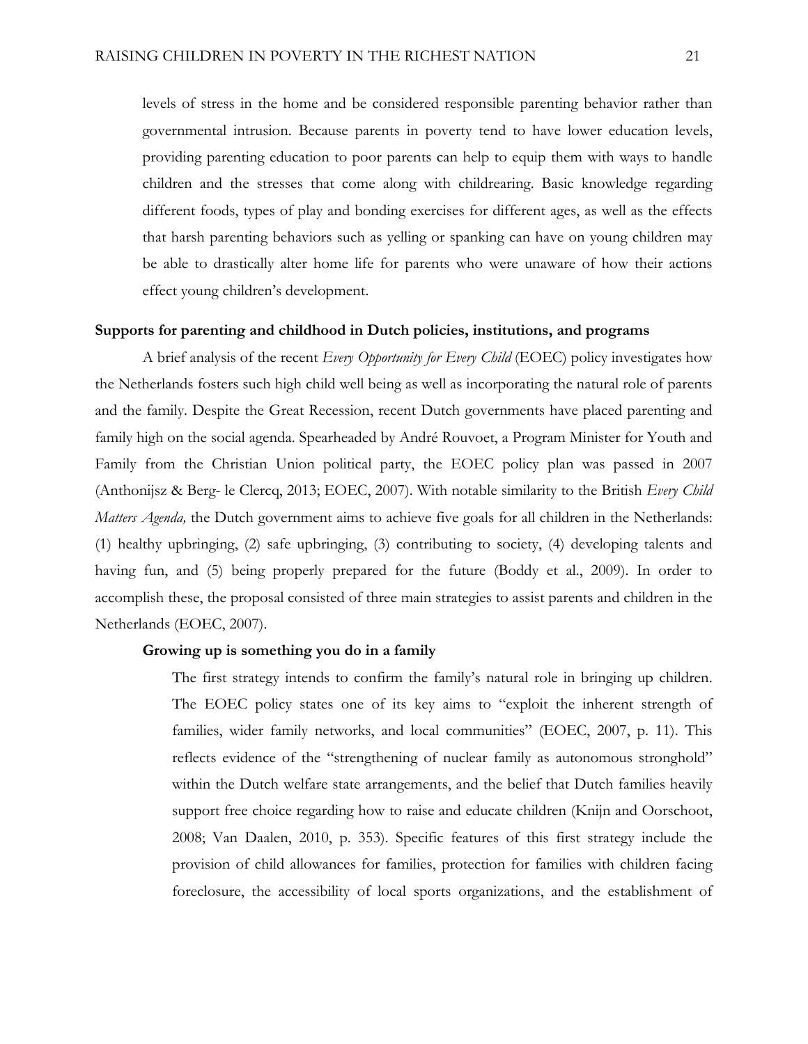levels of stress in the home and be considered responsible parenting behavior rather than governmental intrusion. Because parents in poverty tend to have lower education levels, providing parenting education to poor parents can help to equip them with ways to handle children and the stresses that come along with childrearing. Basic knowledge regarding different foods, types of play and bonding exercises for different ages, as well as the effects that harsh parenting behaviors such as yelling or spanking can have on young children may be able to drastically alter home life for parents who were unaware of how their actions effect young children's development.

## Supports for parenting and childhood in Dutch policies, institutions, and programs

A brief analysis of the recent *Every Opportunity for Every Child* (EOEC) policy investigates how the Netherlands fosters such high child well being as well as incorporating the natural role of parents and the family. Despite the Great Recession, recent Dutch governments have placed parenting and family high on the social agenda. Spearheaded by André Rouvoet, a Program Minister for Youth and Family from the Christian Union political party, the EOEC policy plan was passed in 2007 (Anthonijsz & Berg- le Clercq, 2013; EOEC, 2007). With notable similarity to the British *Every Child Matters Agenda,* the Dutch government aims to achieve five goals for all children in the Netherlands: (1) healthy upbringing, (2) safe upbringing, (3) contributing to society, (4) developing talents and having fun, and (5) being properly prepared for the future (Boddy et al., 2009). In order to accomplish these, the proposal consisted of three main strategies to assist parents and children in the Netherlands (EOEC, 2007).

### Growing up is something you do in a family

The first strategy intends to confirm the family's natural role in bringing up children. The EOEC policy states one of its key aims to "exploit the inherent strength of families, wider family networks, and local communities" (EOEC, 2007, p. 11). This reflects evidence of the "strengthening of nuclear family as autonomous stronghold" within the Dutch welfare state arrangements, and the belief that Dutch families heavily support free choice regarding how to raise and educate children (Knijn and Oorschoot, 2008; Van Daalen, 2010, p. 353). Specific features of this first strategy include the provision of child allowances for families, protection for families with children facing foreclosure, the accessibility of local sports organizations, and the establishment of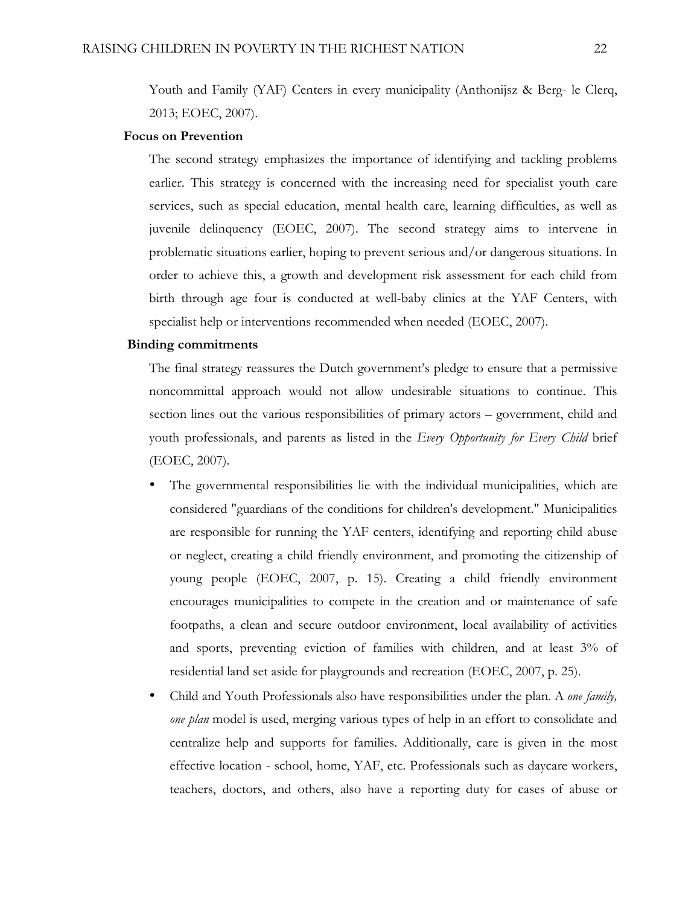Youth and Family (YAF) Centers in every municipality (Anthonijsz & Berg- le Clerq, 2013; EOEC, 2007).

**Focus on Prevention**

The second strategy emphasizes the importance of identifying and tackling problems earlier. This strategy is concerned with the increasing need for specialist youth care services, such as special education, mental health care, learning difficulties, as well as juvenile delinquency (EOEC, 2007). The second strategy aims to intervene in problematic situations earlier, hoping to prevent serious and/or dangerous situations. In order to achieve this, a growth and development risk assessment for each child from birth through age four is conducted at well-baby clinics at the YAF Centers, with specialist help or interventions recommended when needed (EOEC, 2007).

**Binding commitments**

The final strategy reassures the Dutch government's pledge to ensure that a permissive noncommittal approach would not allow undesirable situations to continue. This section lines out the various responsibilities of primary actors – government, child and youth professionals, and parents as listed in the *Every Opportunity for Every Child* brief (EOEC, 2007).

- The governmental responsibilities lie with the individual municipalities, which are considered "guardians of the conditions for children's development." Municipalities are responsible for running the YAF centers, identifying and reporting child abuse or neglect, creating a child friendly environment, and promoting the citizenship of young people (EOEC, 2007, p. 15). Creating a child friendly environment encourages municipalities to compete in the creation and or maintenance of safe footpaths, a clean and secure outdoor environment, local availability of activities and sports, preventing eviction of families with children, and at least 3% of residential land set aside for playgrounds and recreation (EOEC, 2007, p. 25).
- Child and Youth Professionals also have responsibilities under the plan. A *one family, one plan* model is used, merging various types of help in an effort to consolidate and centralize help and supports for families. Additionally, care is given in the most effective location - school, home, YAF, etc. Professionals such as daycare workers, teachers, doctors, and others, also have a reporting duty for cases of abuse or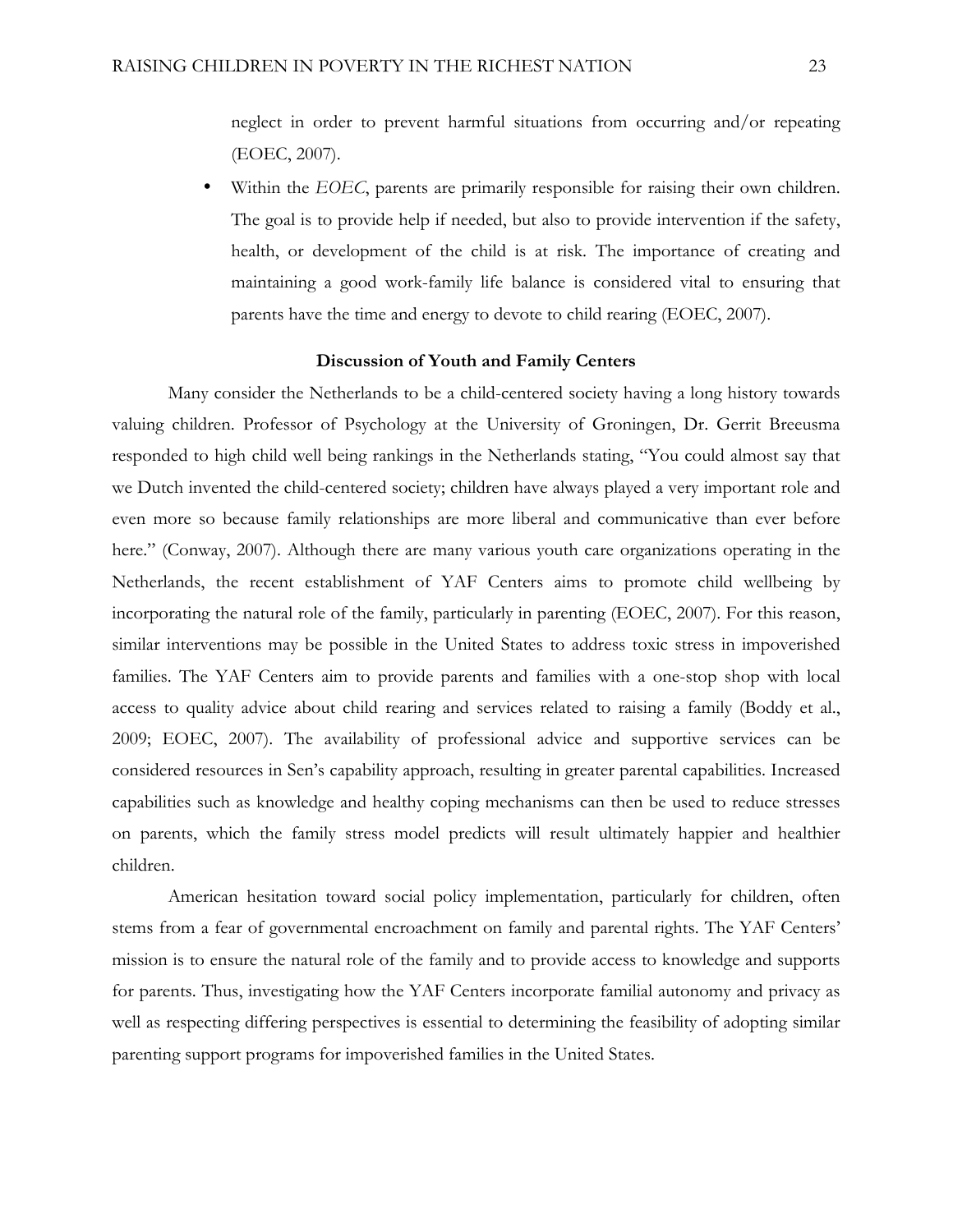neglect in order to prevent harmful situations from occurring and/or repeating (EOEC, 2007).

- Within the *EOEC*, parents are primarily responsible for raising their own children. The goal is to provide help if needed, but also to provide intervention if the safety, health, or development of the child is at risk. The importance of creating and maintaining a good work-family life balance is considered vital to ensuring that parents have the time and energy to devote to child rearing (EOEC, 2007).

**Discussion of Youth and Family Centers**

Many consider the Netherlands to be a child-centered society having a long history towards valuing children. Professor of Psychology at the University of Groningen, Dr. Gerrit Breeusma responded to high child well being rankings in the Netherlands stating, "You could almost say that we Dutch invented the child-centered society; children have always played a very important role and even more so because family relationships are more liberal and communicative than ever before here." (Conway, 2007). Although there are many various youth care organizations operating in the Netherlands, the recent establishment of YAF Centers aims to promote child wellbeing by incorporating the natural role of the family, particularly in parenting (EOEC, 2007). For this reason, similar interventions may be possible in the United States to address toxic stress in impoverished families. The YAF Centers aim to provide parents and families with a one-stop shop with local access to quality advice about child rearing and services related to raising a family (Boddy et al., 2009; EOEC, 2007). The availability of professional advice and supportive services can be considered resources in Sen's capability approach, resulting in greater parental capabilities. Increased capabilities such as knowledge and healthy coping mechanisms can then be used to reduce stresses on parents, which the family stress model predicts will result ultimately happier and healthier children.

American hesitation toward social policy implementation, particularly for children, often stems from a fear of governmental encroachment on family and parental rights. The YAF Centers' mission is to ensure the natural role of the family and to provide access to knowledge and supports for parents. Thus, investigating how the YAF Centers incorporate familial autonomy and privacy as well as respecting differing perspectives is essential to determining the feasibility of adopting similar parenting support programs for impoverished families in the United States.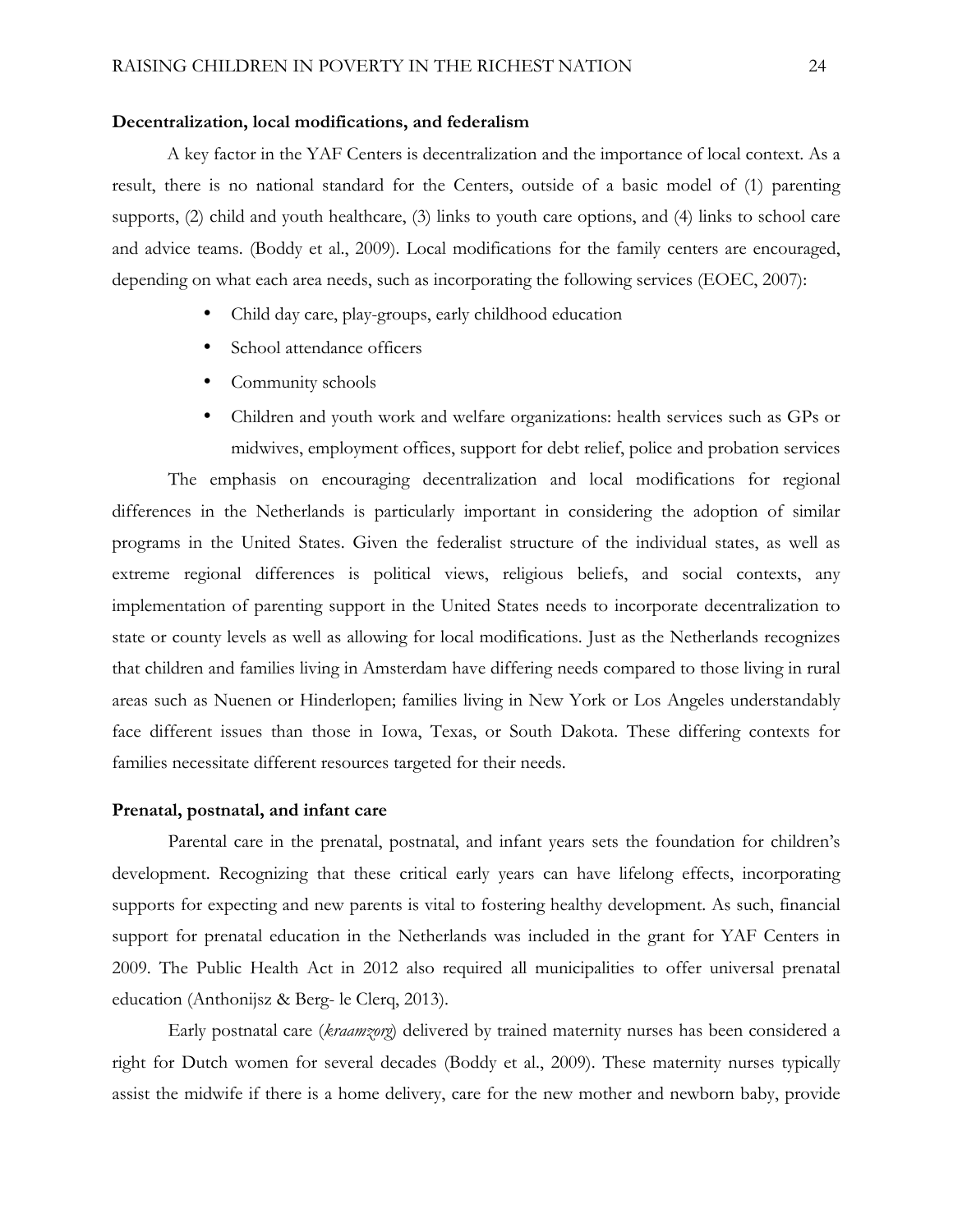**Decentralization, local modifications, and federalism**

A key factor in the YAF Centers is decentralization and the importance of local context. As a result, there is no national standard for the Centers, outside of a basic model of (1) parenting supports, (2) child and youth healthcare, (3) links to youth care options, and (4) links to school care and advice teams. (Boddy et al., 2009). Local modifications for the family centers are encouraged, depending on what each area needs, such as incorporating the following services (EOEC, 2007):

- Child day care, play-groups, early childhood education
- School attendance officers
- Community schools
- Children and youth work and welfare organizations: health services such as GPs or midwives, employment offices, support for debt relief, police and probation services

The emphasis on encouraging decentralization and local modifications for regional differences in the Netherlands is particularly important in considering the adoption of similar programs in the United States. Given the federalist structure of the individual states, as well as extreme regional differences is political views, religious beliefs, and social contexts, any implementation of parenting support in the United States needs to incorporate decentralization to state or county levels as well as allowing for local modifications. Just as the Netherlands recognizes that children and families living in Amsterdam have differing needs compared to those living in rural areas such as Nuenen or Hinderlopen; families living in New York or Los Angeles understandably face different issues than those in Iowa, Texas, or South Dakota. These differing contexts for families necessitate different resources targeted for their needs.

**Prenatal, postnatal, and infant care**

Parental care in the prenatal, postnatal, and infant years sets the foundation for children's development. Recognizing that these critical early years can have lifelong effects, incorporating supports for expecting and new parents is vital to fostering healthy development. As such, financial support for prenatal education in the Netherlands was included in the grant for YAF Centers in 2009. The Public Health Act in 2012 also required all municipalities to offer universal prenatal education (Anthonijsz & Berg- le Clerq, 2013).

Early postnatal care (*kraamzorg*) delivered by trained maternity nurses has been considered a right for Dutch women for several decades (Boddy et al., 2009). These maternity nurses typically assist the midwife if there is a home delivery, care for the new mother and newborn baby, provide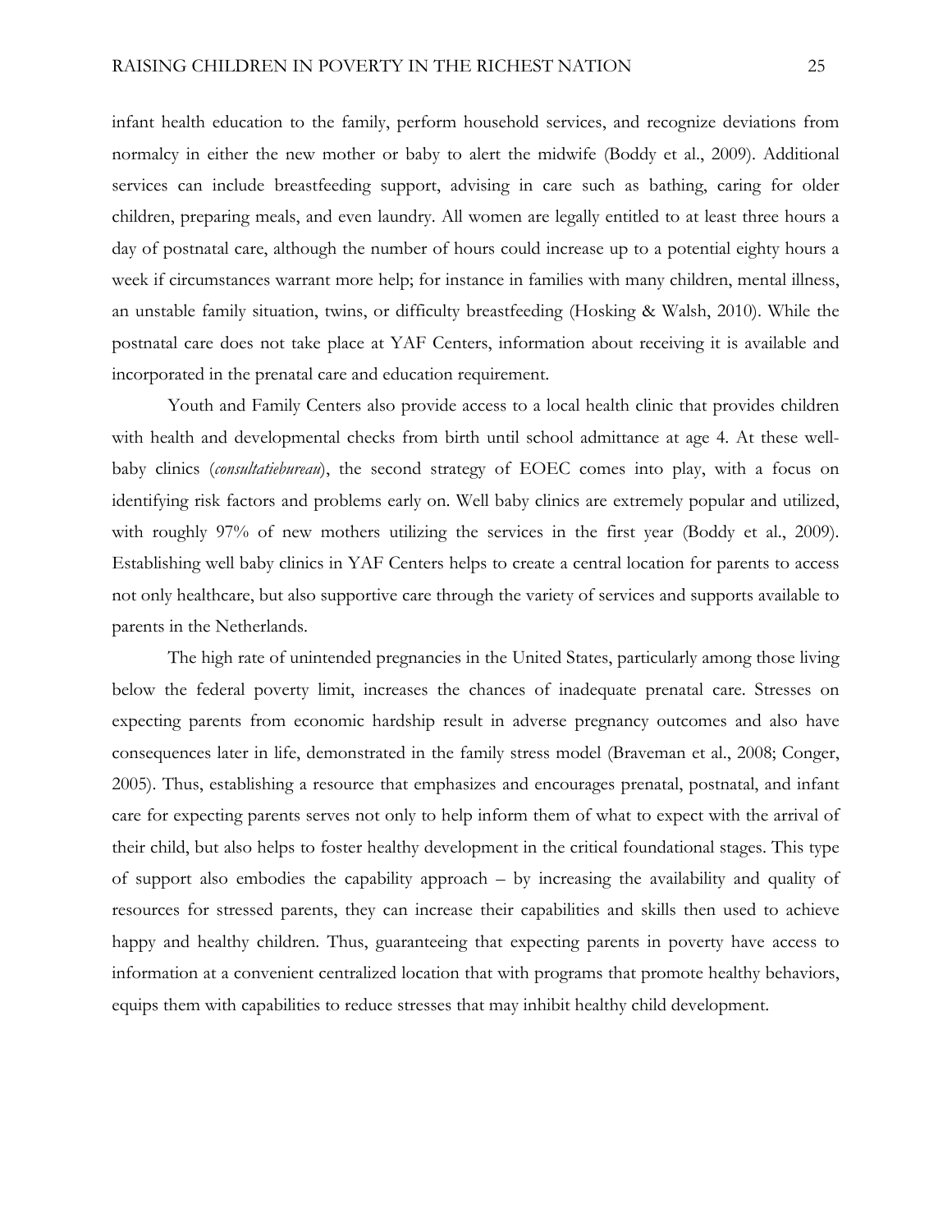infant health education to the family, perform household services, and recognize deviations from normalcy in either the new mother or baby to alert the midwife (Boddy et al., 2009). Additional services can include breastfeeding support, advising in care such as bathing, caring for older children, preparing meals, and even laundry. All women are legally entitled to at least three hours a day of postnatal care, although the number of hours could increase up to a potential eighty hours a week if circumstances warrant more help; for instance in families with many children, mental illness, an unstable family situation, twins, or difficulty breastfeeding (Hosking & Walsh, 2010). While the postnatal care does not take place at YAF Centers, information about receiving it is available and incorporated in the prenatal care and education requirement.

Youth and Family Centers also provide access to a local health clinic that provides children with health and developmental checks from birth until school admittance at age 4. At these well-baby clinics (*consultatiebureau*), the second strategy of EOEC comes into play, with a focus on identifying risk factors and problems early on. Well baby clinics are extremely popular and utilized, with roughly 97% of new mothers utilizing the services in the first year (Boddy et al., 2009). Establishing well baby clinics in YAF Centers helps to create a central location for parents to access not only healthcare, but also supportive care through the variety of services and supports available to parents in the Netherlands.

The high rate of unintended pregnancies in the United States, particularly among those living below the federal poverty limit, increases the chances of inadequate prenatal care. Stresses on expecting parents from economic hardship result in adverse pregnancy outcomes and also have consequences later in life, demonstrated in the family stress model (Braveman et al., 2008; Conger, 2005). Thus, establishing a resource that emphasizes and encourages prenatal, postnatal, and infant care for expecting parents serves not only to help inform them of what to expect with the arrival of their child, but also helps to foster healthy development in the critical foundational stages. This type of support also embodies the capability approach – by increasing the availability and quality of resources for stressed parents, they can increase their capabilities and skills then used to achieve happy and healthy children. Thus, guaranteeing that expecting parents in poverty have access to information at a convenient centralized location that with programs that promote healthy behaviors, equips them with capabilities to reduce stresses that may inhibit healthy child development.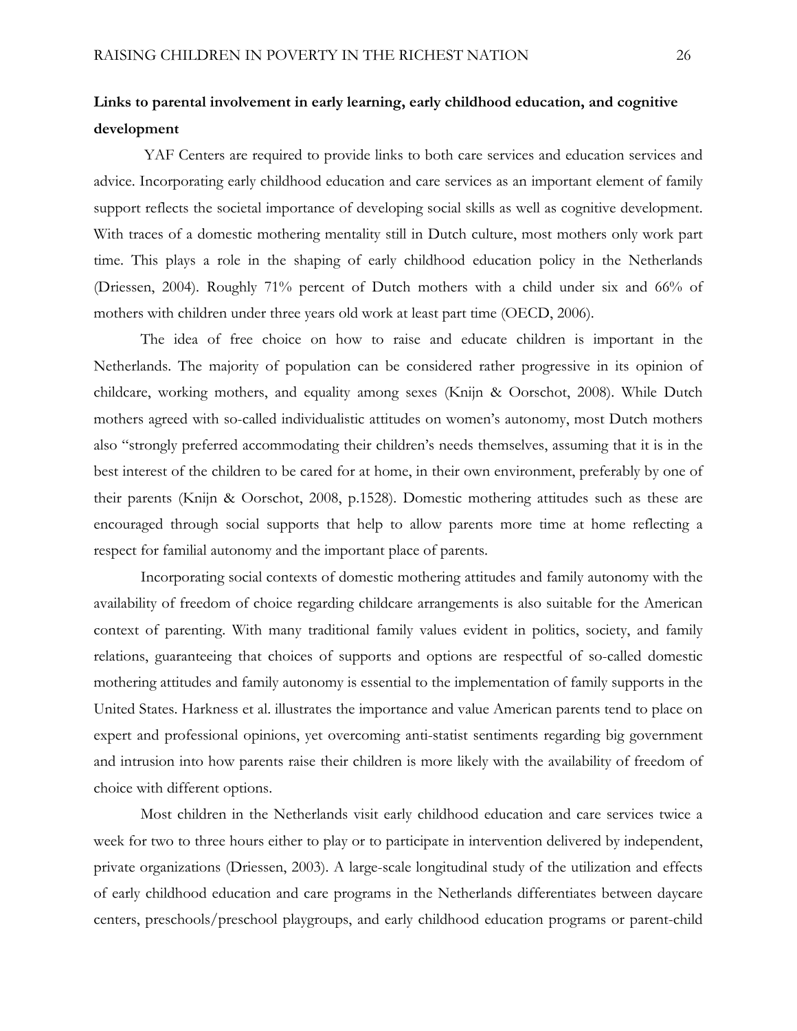**Links to parental involvement in early learning, early childhood education, and cognitive development**

YAF Centers are required to provide links to both care services and education services and advice. Incorporating early childhood education and care services as an important element of family support reflects the societal importance of developing social skills as well as cognitive development. With traces of a domestic mothering mentality still in Dutch culture, most mothers only work part time. This plays a role in the shaping of early childhood education policy in the Netherlands (Driessen, 2004). Roughly 71% percent of Dutch mothers with a child under six and 66% of mothers with children under three years old work at least part time (OECD, 2006).

The idea of free choice on how to raise and educate children is important in the Netherlands. The majority of population can be considered rather progressive in its opinion of childcare, working mothers, and equality among sexes (Knijn & Oorschot, 2008). While Dutch mothers agreed with so-called individualistic attitudes on women's autonomy, most Dutch mothers also "strongly preferred accommodating their children's needs themselves, assuming that it is in the best interest of the children to be cared for at home, in their own environment, preferably by one of their parents (Knijn & Oorschot, 2008, p.1528). Domestic mothering attitudes such as these are encouraged through social supports that help to allow parents more time at home reflecting a respect for familial autonomy and the important place of parents.

Incorporating social contexts of domestic mothering attitudes and family autonomy with the availability of freedom of choice regarding childcare arrangements is also suitable for the American context of parenting. With many traditional family values evident in politics, society, and family relations, guaranteeing that choices of supports and options are respectful of so-called domestic mothering attitudes and family autonomy is essential to the implementation of family supports in the United States. Harkness et al. illustrates the importance and value American parents tend to place on expert and professional opinions, yet overcoming anti-statist sentiments regarding big government and intrusion into how parents raise their children is more likely with the availability of freedom of choice with different options.

Most children in the Netherlands visit early childhood education and care services twice a week for two to three hours either to play or to participate in intervention delivered by independent, private organizations (Driessen, 2003). A large-scale longitudinal study of the utilization and effects of early childhood education and care programs in the Netherlands differentiates between daycare centers, preschools/preschool playgroups, and early childhood education programs or parent-child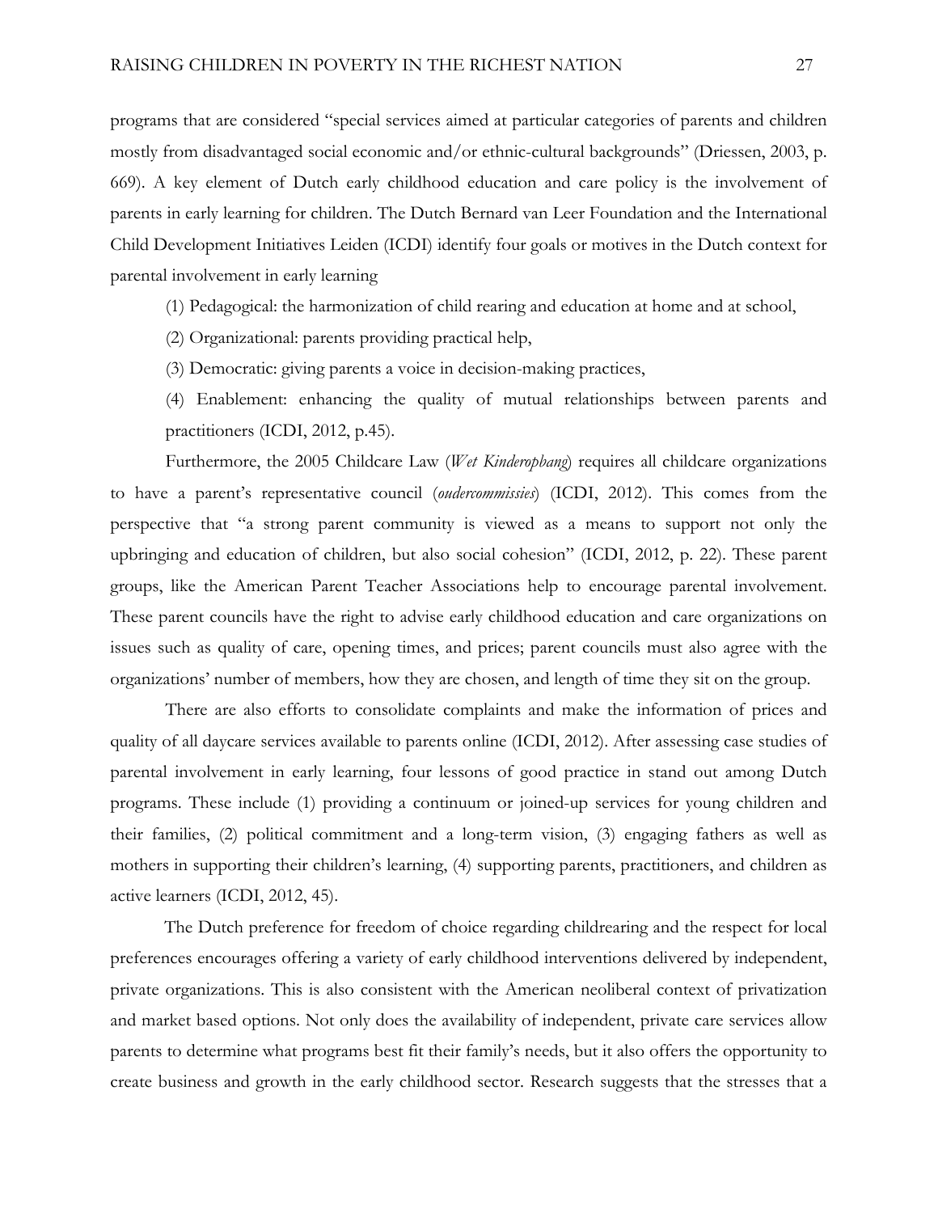programs that are considered "special services aimed at particular categories of parents and children mostly from disadvantaged social economic and/or ethnic-cultural backgrounds" (Driessen, 2003, p. 669). A key element of Dutch early childhood education and care policy is the involvement of parents in early learning for children. The Dutch Bernard van Leer Foundation and the International Child Development Initiatives Leiden (ICDI) identify four goals or motives in the Dutch context for parental involvement in early learning

(1) Pedagogical: the harmonization of child rearing and education at home and at school,

(2) Organizational: parents providing practical help,

(3) Democratic: giving parents a voice in decision-making practices,

(4) Enablement: enhancing the quality of mutual relationships between parents and practitioners (ICDI, 2012, p.45).

Furthermore, the 2005 Childcare Law (*Wet Kinderopbang*) requires all childcare organizations to have a parent's representative council (*oudercommissies*) (ICDI, 2012). This comes from the perspective that "a strong parent community is viewed as a means to support not only the upbringing and education of children, but also social cohesion" (ICDI, 2012, p. 22). These parent groups, like the American Parent Teacher Associations help to encourage parental involvement. These parent councils have the right to advise early childhood education and care organizations on issues such as quality of care, opening times, and prices; parent councils must also agree with the organizations' number of members, how they are chosen, and length of time they sit on the group.

There are also efforts to consolidate complaints and make the information of prices and quality of all daycare services available to parents online (ICDI, 2012). After assessing case studies of parental involvement in early learning, four lessons of good practice in stand out among Dutch programs. These include (1) providing a continuum or joined-up services for young children and their families, (2) political commitment and a long-term vision, (3) engaging fathers as well as mothers in supporting their children's learning, (4) supporting parents, practitioners, and children as active learners (ICDI, 2012, 45).

The Dutch preference for freedom of choice regarding childrearing and the respect for local preferences encourages offering a variety of early childhood interventions delivered by independent, private organizations. This is also consistent with the American neoliberal context of privatization and market based options. Not only does the availability of independent, private care services allow parents to determine what programs best fit their family's needs, but it also offers the opportunity to create business and growth in the early childhood sector. Research suggests that the stresses that a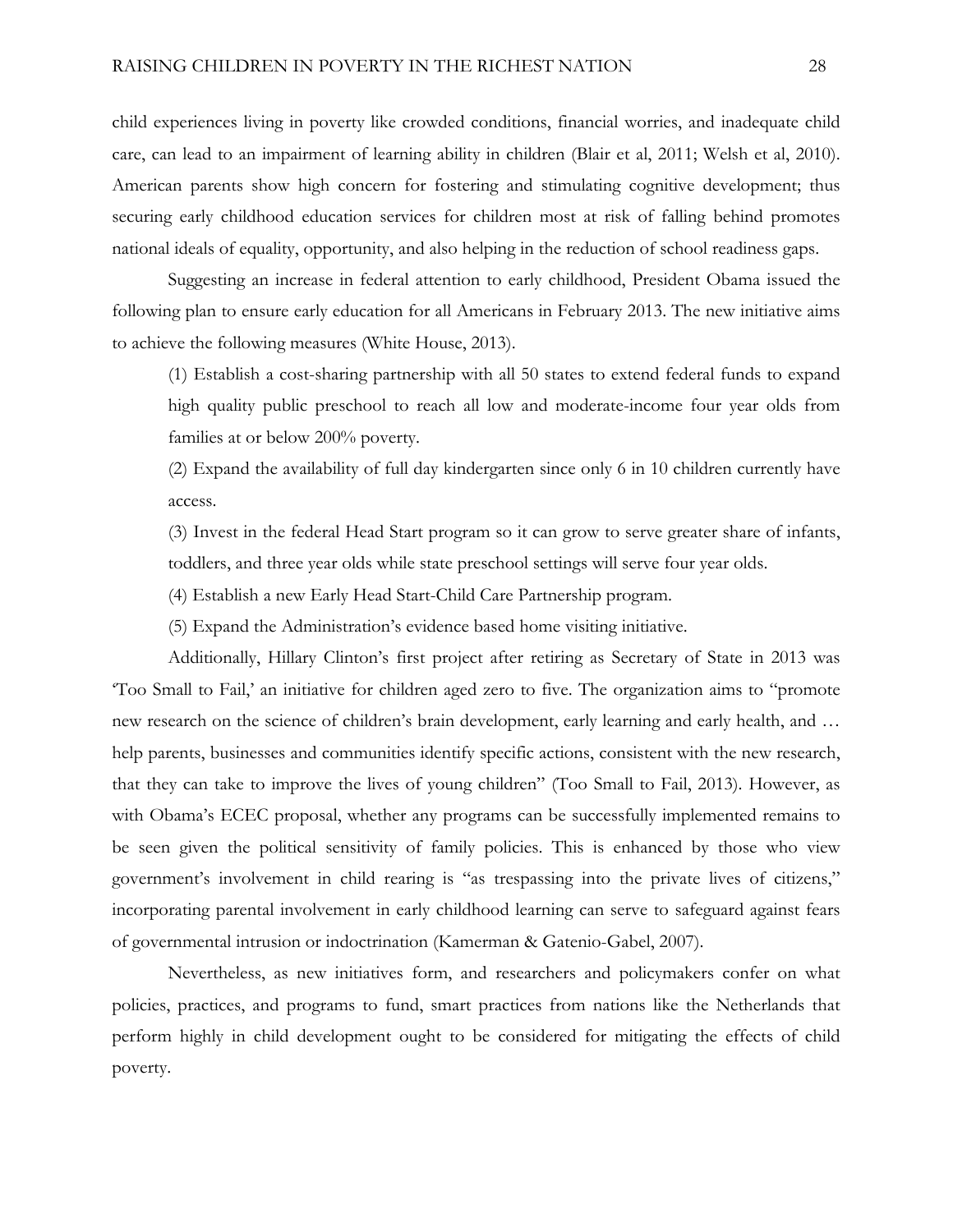child experiences living in poverty like crowded conditions, financial worries, and inadequate child care, can lead to an impairment of learning ability in children (Blair et al, 2011; Welsh et al, 2010). American parents show high concern for fostering and stimulating cognitive development; thus securing early childhood education services for children most at risk of falling behind promotes national ideals of equality, opportunity, and also helping in the reduction of school readiness gaps.

Suggesting an increase in federal attention to early childhood, President Obama issued the following plan to ensure early education for all Americans in February 2013. The new initiative aims to achieve the following measures (White House, 2013).

(1) Establish a cost-sharing partnership with all 50 states to extend federal funds to expand high quality public preschool to reach all low and moderate-income four year olds from families at or below 200% poverty.

(2) Expand the availability of full day kindergarten since only 6 in 10 children currently have access.

(3) Invest in the federal Head Start program so it can grow to serve greater share of infants, toddlers, and three year olds while state preschool settings will serve four year olds.

(4) Establish a new Early Head Start-Child Care Partnership program.

(5) Expand the Administration's evidence based home visiting initiative.

Additionally, Hillary Clinton's first project after retiring as Secretary of State in 2013 was 'Too Small to Fail,' an initiative for children aged zero to five. The organization aims to "promote new research on the science of children's brain development, early learning and early health, and … help parents, businesses and communities identify specific actions, consistent with the new research, that they can take to improve the lives of young children" (Too Small to Fail, 2013). However, as with Obama's ECEC proposal, whether any programs can be successfully implemented remains to be seen given the political sensitivity of family policies. This is enhanced by those who view government's involvement in child rearing is "as trespassing into the private lives of citizens," incorporating parental involvement in early childhood learning can serve to safeguard against fears of governmental intrusion or indoctrination (Kamerman & Gatenio-Gabel, 2007).

Nevertheless, as new initiatives form, and researchers and policymakers confer on what policies, practices, and programs to fund, smart practices from nations like the Netherlands that perform highly in child development ought to be considered for mitigating the effects of child poverty.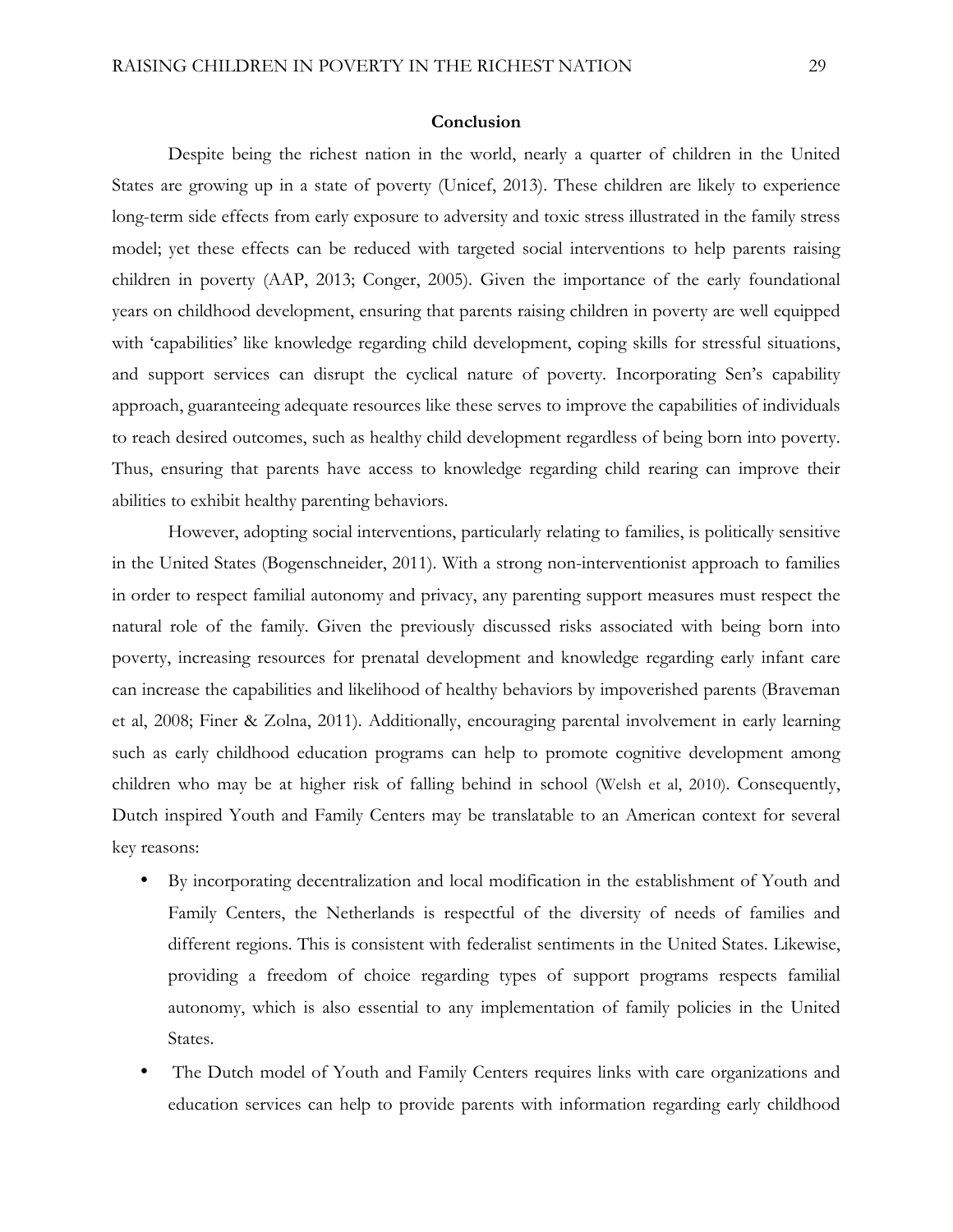## Conclusion

Despite being the richest nation in the world, nearly a quarter of children in the United States are growing up in a state of poverty (Unicef, 2013). These children are likely to experience long-term side effects from early exposure to adversity and toxic stress illustrated in the family stress model; yet these effects can be reduced with targeted social interventions to help parents raising children in poverty (AAP, 2013; Conger, 2005). Given the importance of the early foundational years on childhood development, ensuring that parents raising children in poverty are well equipped with 'capabilities' like knowledge regarding child development, coping skills for stressful situations, and support services can disrupt the cyclical nature of poverty. Incorporating Sen's capability approach, guaranteeing adequate resources like these serves to improve the capabilities of individuals to reach desired outcomes, such as healthy child development regardless of being born into poverty. Thus, ensuring that parents have access to knowledge regarding child rearing can improve their abilities to exhibit healthy parenting behaviors.

However, adopting social interventions, particularly relating to families, is politically sensitive in the United States (Bogenschneider, 2011). With a strong non-interventionist approach to families in order to respect familial autonomy and privacy, any parenting support measures must respect the natural role of the family. Given the previously discussed risks associated with being born into poverty, increasing resources for prenatal development and knowledge regarding early infant care can increase the capabilities and likelihood of healthy behaviors by impoverished parents (Braveman et al, 2008; Finer & Zolna, 2011). Additionally, encouraging parental involvement in early learning such as early childhood education programs can help to promote cognitive development among children who may be at higher risk of falling behind in school (Welsh et al, 2010). Consequently, Dutch inspired Youth and Family Centers may be translatable to an American context for several key reasons:

- By incorporating decentralization and local modification in the establishment of Youth and Family Centers, the Netherlands is respectful of the diversity of needs of families and different regions. This is consistent with federalist sentiments in the United States. Likewise, providing a freedom of choice regarding types of support programs respects familial autonomy, which is also essential to any implementation of family policies in the United States.
- The Dutch model of Youth and Family Centers requires links with care organizations and education services can help to provide parents with information regarding early childhood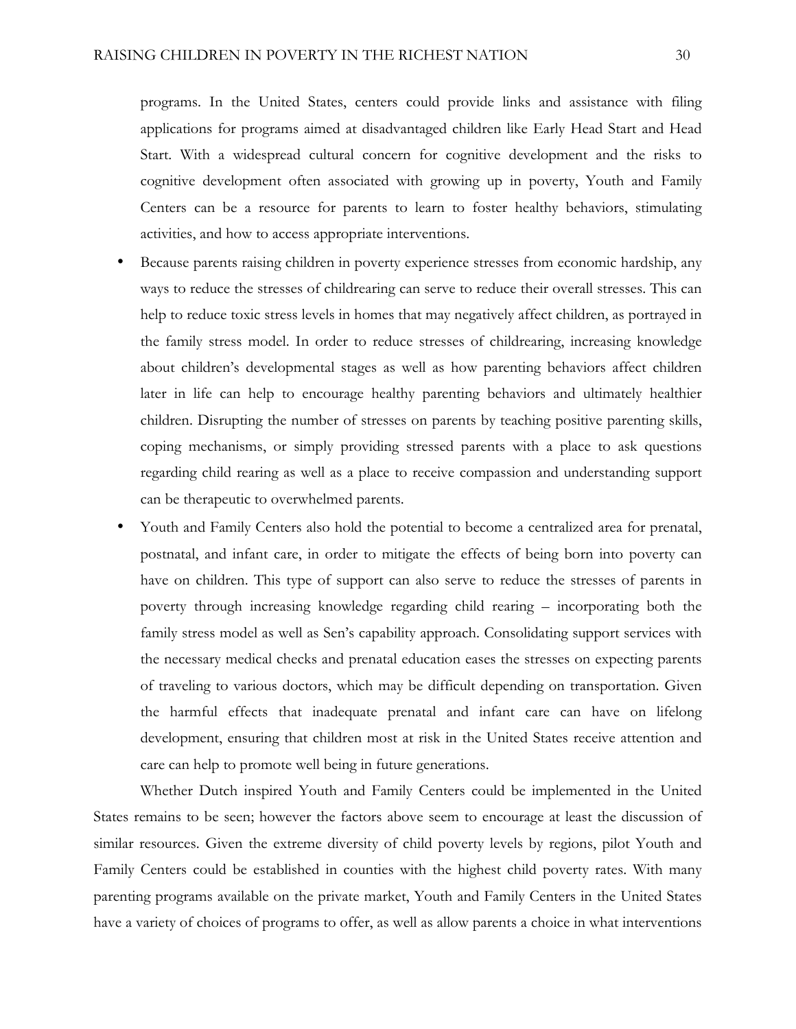programs. In the United States, centers could provide links and assistance with filing applications for programs aimed at disadvantaged children like Early Head Start and Head Start. With a widespread cultural concern for cognitive development and the risks to cognitive development often associated with growing up in poverty, Youth and Family Centers can be a resource for parents to learn to foster healthy behaviors, stimulating activities, and how to access appropriate interventions.

- Because parents raising children in poverty experience stresses from economic hardship, any ways to reduce the stresses of childrearing can serve to reduce their overall stresses. This can help to reduce toxic stress levels in homes that may negatively affect children, as portrayed in the family stress model. In order to reduce stresses of childrearing, increasing knowledge about children's developmental stages as well as how parenting behaviors affect children later in life can help to encourage healthy parenting behaviors and ultimately healthier children. Disrupting the number of stresses on parents by teaching positive parenting skills, coping mechanisms, or simply providing stressed parents with a place to ask questions regarding child rearing as well as a place to receive compassion and understanding support can be therapeutic to overwhelmed parents.
- Youth and Family Centers also hold the potential to become a centralized area for prenatal, postnatal, and infant care, in order to mitigate the effects of being born into poverty can have on children. This type of support can also serve to reduce the stresses of parents in poverty through increasing knowledge regarding child rearing – incorporating both the family stress model as well as Sen's capability approach. Consolidating support services with the necessary medical checks and prenatal education eases the stresses on expecting parents of traveling to various doctors, which may be difficult depending on transportation. Given the harmful effects that inadequate prenatal and infant care can have on lifelong development, ensuring that children most at risk in the United States receive attention and care can help to promote well being in future generations.

Whether Dutch inspired Youth and Family Centers could be implemented in the United States remains to be seen; however the factors above seem to encourage at least the discussion of similar resources. Given the extreme diversity of child poverty levels by regions, pilot Youth and Family Centers could be established in counties with the highest child poverty rates. With many parenting programs available on the private market, Youth and Family Centers in the United States have a variety of choices of programs to offer, as well as allow parents a choice in what interventions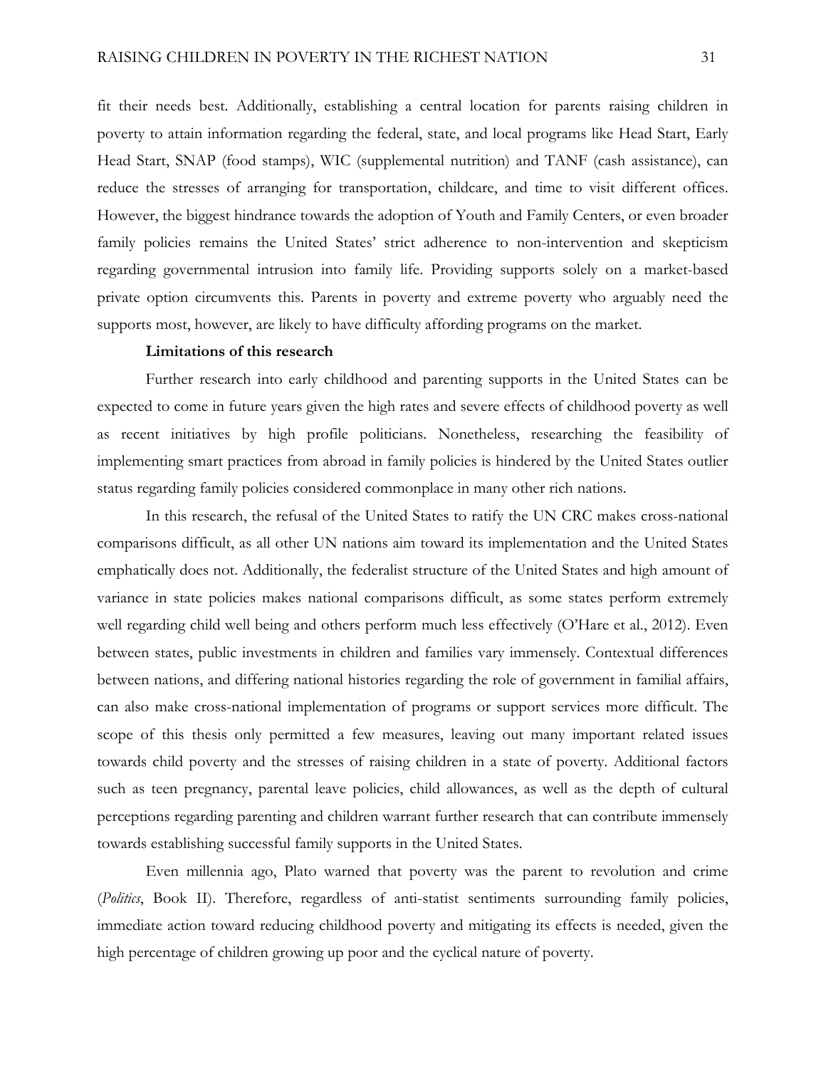fit their needs best. Additionally, establishing a central location for parents raising children in poverty to attain information regarding the federal, state, and local programs like Head Start, Early Head Start, SNAP (food stamps), WIC (supplemental nutrition) and TANF (cash assistance), can reduce the stresses of arranging for transportation, childcare, and time to visit different offices. However, the biggest hindrance towards the adoption of Youth and Family Centers, or even broader family policies remains the United States' strict adherence to non-intervention and skepticism regarding governmental intrusion into family life. Providing supports solely on a market-based private option circumvents this. Parents in poverty and extreme poverty who arguably need the supports most, however, are likely to have difficulty affording programs on the market.

**Limitations of this research**

Further research into early childhood and parenting supports in the United States can be expected to come in future years given the high rates and severe effects of childhood poverty as well as recent initiatives by high profile politicians. Nonetheless, researching the feasibility of implementing smart practices from abroad in family policies is hindered by the United States outlier status regarding family policies considered commonplace in many other rich nations.

In this research, the refusal of the United States to ratify the UN CRC makes cross-national comparisons difficult, as all other UN nations aim toward its implementation and the United States emphatically does not. Additionally, the federalist structure of the United States and high amount of variance in state policies makes national comparisons difficult, as some states perform extremely well regarding child well being and others perform much less effectively (O'Hare et al., 2012). Even between states, public investments in children and families vary immensely. Contextual differences between nations, and differing national histories regarding the role of government in familial affairs, can also make cross-national implementation of programs or support services more difficult. The scope of this thesis only permitted a few measures, leaving out many important related issues towards child poverty and the stresses of raising children in a state of poverty. Additional factors such as teen pregnancy, parental leave policies, child allowances, as well as the depth of cultural perceptions regarding parenting and children warrant further research that can contribute immensely towards establishing successful family supports in the United States.

Even millennia ago, Plato warned that poverty was the parent to revolution and crime (*Politics*, Book II). Therefore, regardless of anti-statist sentiments surrounding family policies, immediate action toward reducing childhood poverty and mitigating its effects is needed, given the high percentage of children growing up poor and the cyclical nature of poverty.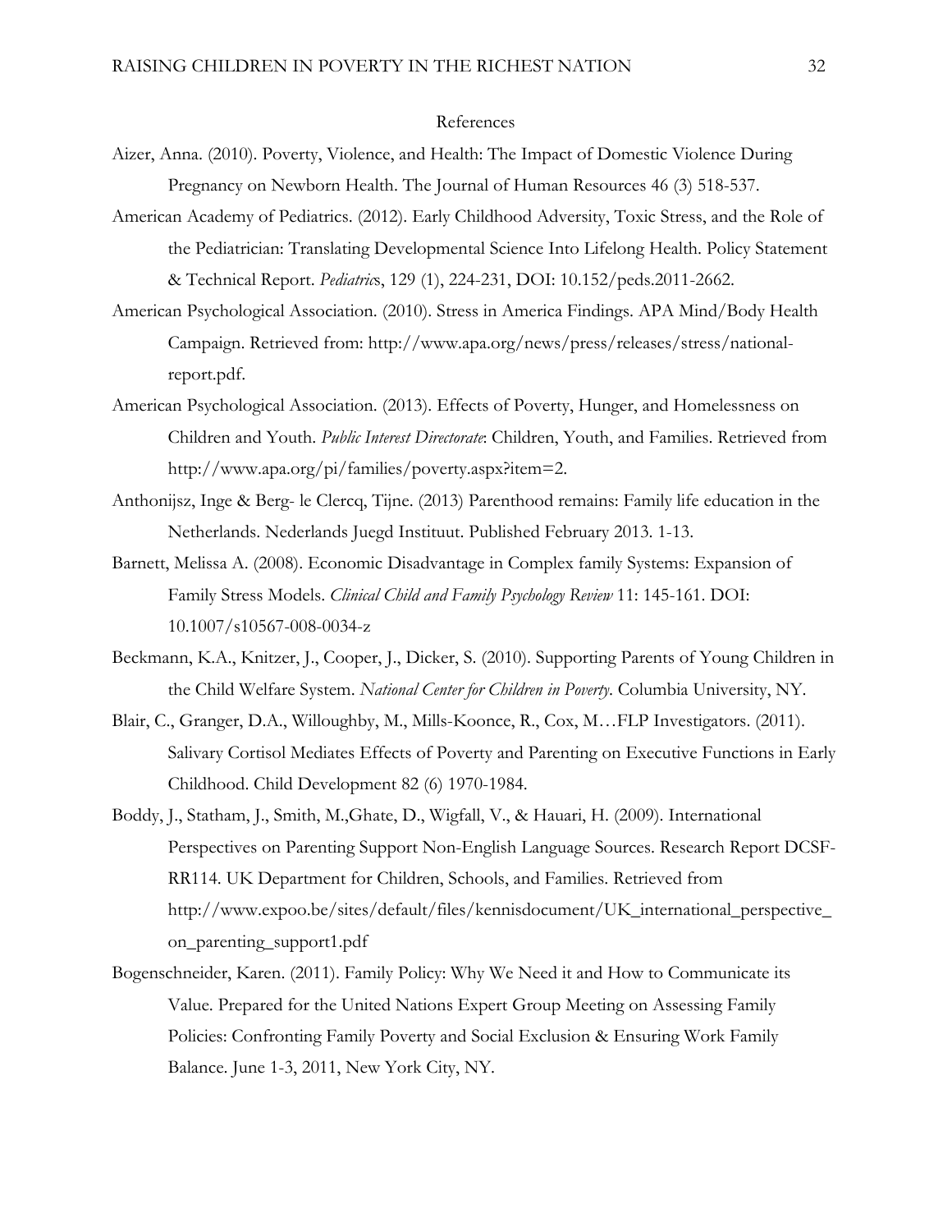# References

Aizer, Anna. (2010). Poverty, Violence, and Health: The Impact of Domestic Violence During Pregnancy on Newborn Health. The Journal of Human Resources 46 (3) 518-537.

American Academy of Pediatrics. (2012). Early Childhood Adversity, Toxic Stress, and the Role of the Pediatrician: Translating Developmental Science Into Lifelong Health. Policy Statement & Technical Report. *Pediatric*s, 129 (1), 224-231, DOI: 10.152/peds.2011-2662.

American Psychological Association. (2010). Stress in America Findings. APA Mind/Body Health Campaign. Retrieved from: http://www.apa.org/news/press/releases/stress/national-report.pdf.

American Psychological Association. (2013). Effects of Poverty, Hunger, and Homelessness on Children and Youth. *Public Interest Directorate*: Children, Youth, and Families. Retrieved from http://www.apa.org/pi/families/poverty.aspx?item=2.

Anthonijsz, Inge & Berg- le Clercq, Tijne. (2013) Parenthood remains: Family life education in the Netherlands. Nederlands Juegd Instituut. Published February 2013. 1-13.

Barnett, Melissa A. (2008). Economic Disadvantage in Complex family Systems: Expansion of Family Stress Models. *Clinical Child and Family Psychology Review* 11: 145-161. DOI: 10.1007/s10567-008-0034-z

Beckmann, K.A., Knitzer, J., Cooper, J., Dicker, S. (2010). Supporting Parents of Young Children in the Child Welfare System. *National Center for Children in Poverty*. Columbia University, NY.

Blair, C., Granger, D.A., Willoughby, M., Mills-Koonce, R., Cox, M…FLP Investigators. (2011). Salivary Cortisol Mediates Effects of Poverty and Parenting on Executive Functions in Early Childhood. Child Development 82 (6) 1970-1984.

Boddy, J., Statham, J., Smith, M.,Ghate, D., Wigfall, V., & Hauari, H. (2009). International Perspectives on Parenting Support Non-English Language Sources. Research Report DCSF-RR114. UK Department for Children, Schools, and Families. Retrieved from http://www.expoo.be/sites/default/files/kennisdocument/UK_international_perspective_on_parenting_support1.pdf

Bogenschneider, Karen. (2011). Family Policy: Why We Need it and How to Communicate its Value. Prepared for the United Nations Expert Group Meeting on Assessing Family Policies: Confronting Family Poverty and Social Exclusion & Ensuring Work Family Balance. June 1-3, 2011, New York City, NY.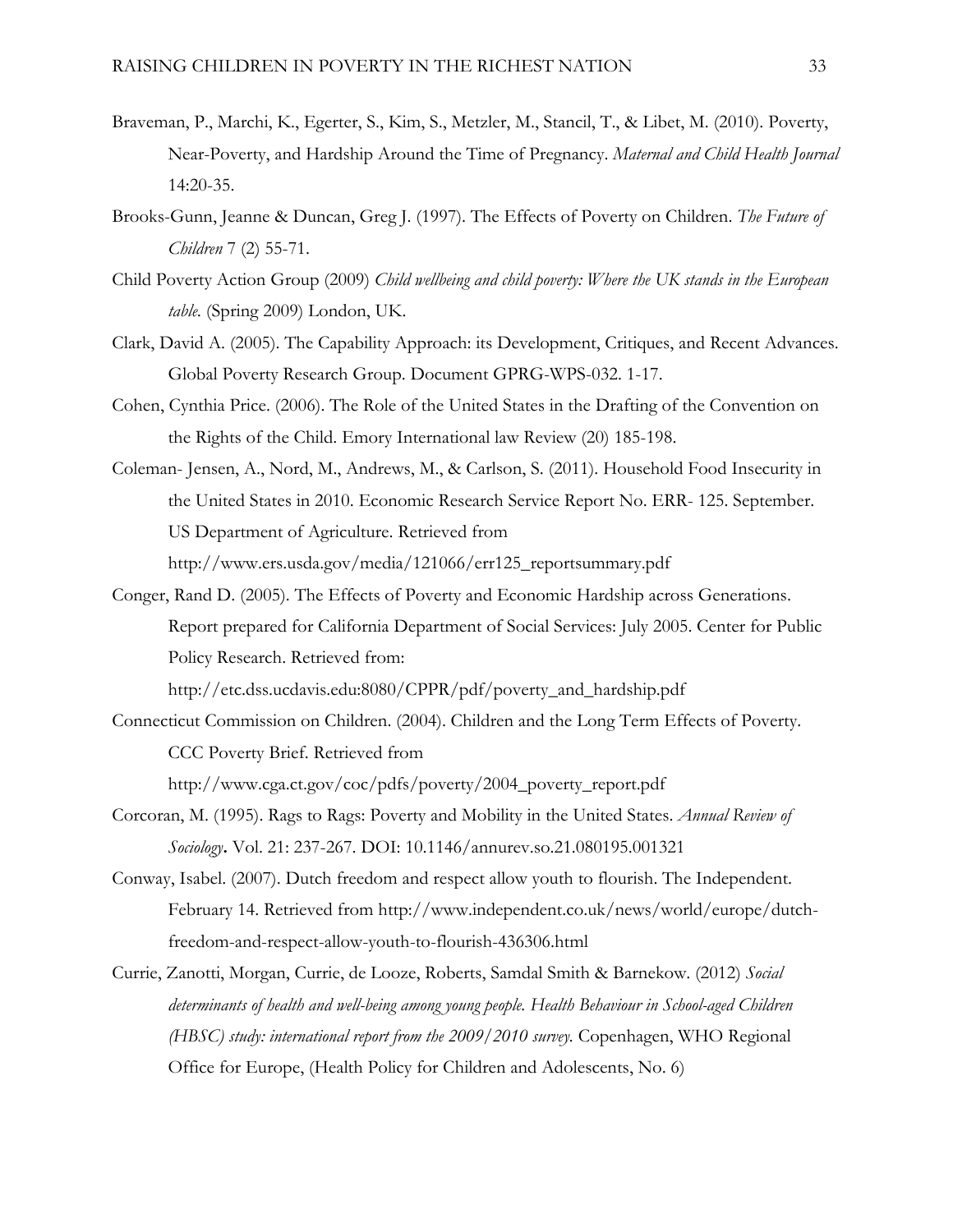Braveman, P., Marchi, K., Egerter, S., Kim, S., Metzler, M., Stancil, T., & Libet, M. (2010). Poverty, Near-Poverty, and Hardship Around the Time of Pregnancy. *Maternal and Child Health Journal* 14:20-35.

Brooks-Gunn, Jeanne & Duncan, Greg J. (1997). The Effects of Poverty on Children. *The Future of Children* 7 (2) 55-71.

Child Poverty Action Group (2009) *Child wellbeing and child poverty: Where the UK stands in the European table.* (Spring 2009) London, UK.

Clark, David A. (2005). The Capability Approach: its Development, Critiques, and Recent Advances. Global Poverty Research Group. Document GPRG-WPS-032. 1-17.

Cohen, Cynthia Price. (2006). The Role of the United States in the Drafting of the Convention on the Rights of the Child. Emory International law Review (20) 185-198.

Coleman- Jensen, A., Nord, M., Andrews, M., & Carlson, S. (2011). Household Food Insecurity in the United States in 2010. Economic Research Service Report No. ERR- 125. September. US Department of Agriculture. Retrieved from http://www.ers.usda.gov/media/121066/err125_reportsummary.pdf

Conger, Rand D. (2005). The Effects of Poverty and Economic Hardship across Generations. Report prepared for California Department of Social Services: July 2005. Center for Public Policy Research. Retrieved from: http://etc.dss.ucdavis.edu:8080/CPPR/pdf/poverty_and_hardship.pdf

Connecticut Commission on Children. (2004). Children and the Long Term Effects of Poverty. CCC Poverty Brief. Retrieved from http://www.cga.ct.gov/coc/pdfs/poverty/2004_poverty_report.pdf

Corcoran, M. (1995). Rags to Rags: Poverty and Mobility in the United States. *Annual Review of Sociology***.** Vol. 21: 237-267. DOI: 10.1146/annurev.so.21.080195.001321

Conway, Isabel. (2007). Dutch freedom and respect allow youth to flourish. The Independent. February 14. Retrieved from http://www.independent.co.uk/news/world/europe/dutch-freedom-and-respect-allow-youth-to-flourish-436306.html

Currie, Zanotti, Morgan, Currie, de Looze, Roberts, Samdal Smith & Barnekow. (2012) *Social determinants of health and well-being among young people. Health Behaviour in School-aged Children (HBSC) study: international report from the 2009/2010 survey.* Copenhagen, WHO Regional Office for Europe, (Health Policy for Children and Adolescents, No. 6)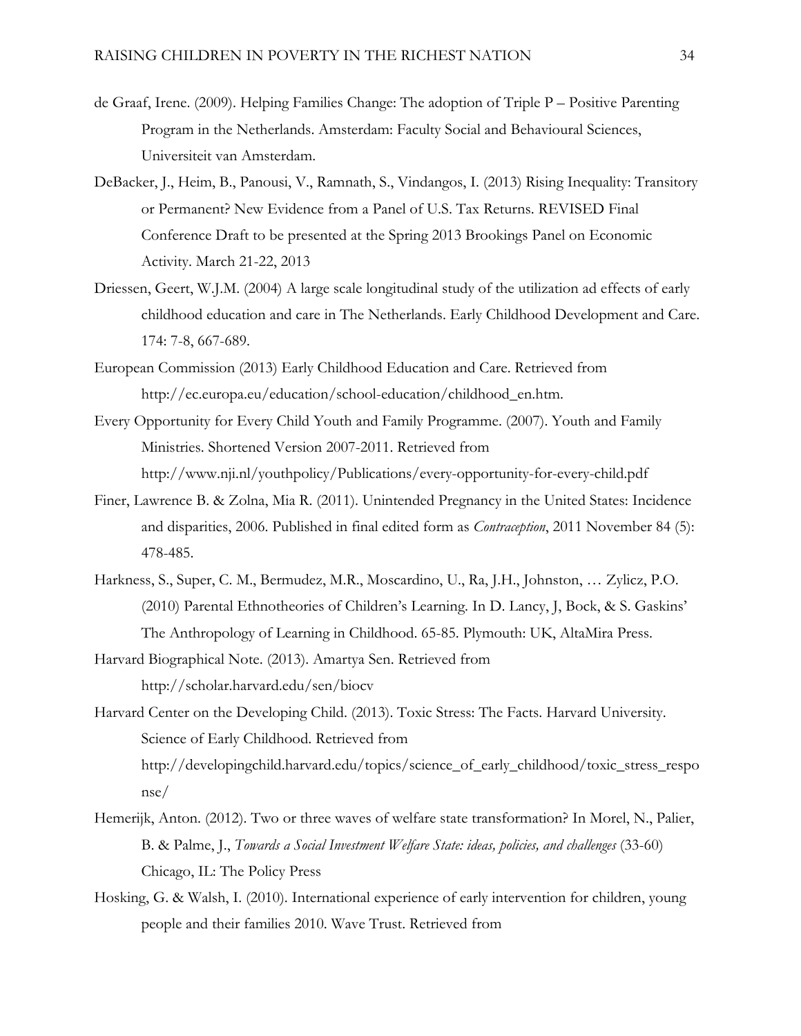de Graaf, Irene. (2009). Helping Families Change: The adoption of Triple P – Positive Parenting Program in the Netherlands. Amsterdam: Faculty Social and Behavioural Sciences, Universiteit van Amsterdam.

DeBacker, J., Heim, B., Panousi, V., Ramnath, S., Vindangos, I. (2013) Rising Inequality: Transitory or Permanent? New Evidence from a Panel of U.S. Tax Returns. REVISED Final Conference Draft to be presented at the Spring 2013 Brookings Panel on Economic Activity. March 21-22, 2013

Driessen, Geert, W.J.M. (2004) A large scale longitudinal study of the utilization ad effects of early childhood education and care in The Netherlands. Early Childhood Development and Care. 174: 7-8, 667-689.

European Commission (2013) Early Childhood Education and Care. Retrieved from http://ec.europa.eu/education/school-education/childhood_en.htm.

Every Opportunity for Every Child Youth and Family Programme. (2007). Youth and Family Ministries. Shortened Version 2007-2011. Retrieved from http://www.nji.nl/youthpolicy/Publications/every-opportunity-for-every-child.pdf

Finer, Lawrence B. & Zolna, Mia R. (2011). Unintended Pregnancy in the United States: Incidence and disparities, 2006. Published in final edited form as *Contraception*, 2011 November 84 (5): 478-485.

Harkness, S., Super, C. M., Bermudez, M.R., Moscardino, U., Ra, J.H., Johnston, … Zylicz, P.O. (2010) Parental Ethnotheories of Children's Learning. In D. Lancy, J, Bock, & S. Gaskins' The Anthropology of Learning in Childhood. 65-85. Plymouth: UK, AltaMira Press.

Harvard Biographical Note. (2013). Amartya Sen. Retrieved from http://scholar.harvard.edu/sen/biocv

Harvard Center on the Developing Child. (2013). Toxic Stress: The Facts. Harvard University. Science of Early Childhood. Retrieved from http://developingchild.harvard.edu/topics/science_of_early_childhood/toxic_stress_response/

Hemerijk, Anton. (2012). Two or three waves of welfare state transformation? In Morel, N., Palier, B. & Palme, J., *Towards a Social Investment Welfare State: ideas, policies, and challenges* (33-60) Chicago, IL: The Policy Press

Hosking, G. & Walsh, I. (2010). International experience of early intervention for children, young people and their families 2010. Wave Trust. Retrieved from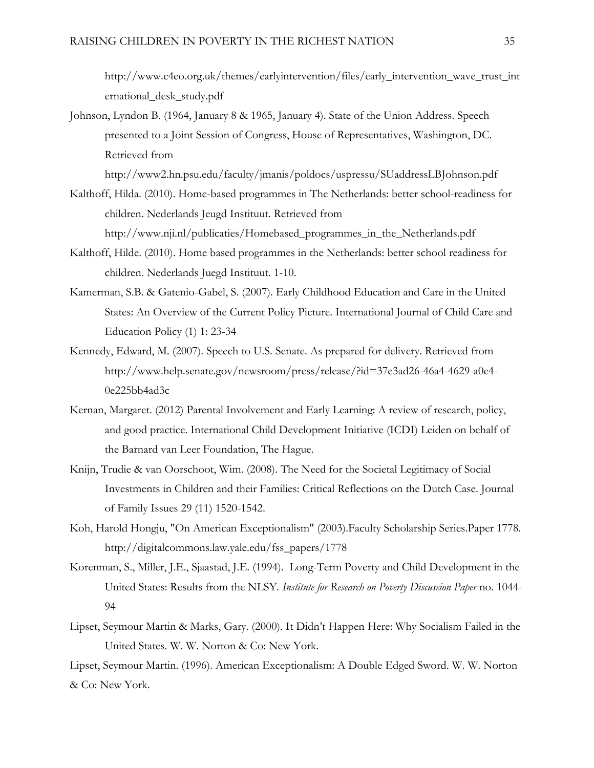http://www.c4eo.org.uk/themes/earlyintervention/files/early_intervention_wave_trust_international_desk_study.pdf

Johnson, Lyndon B. (1964, January 8 & 1965, January 4). State of the Union Address. Speech presented to a Joint Session of Congress, House of Representatives, Washington, DC. Retrieved from http://www2.hn.psu.edu/faculty/jmanis/poldocs/uspressu/SUaddressLBJohnson.pdf

Kalthoff, Hilda. (2010). Home-based programmes in The Netherlands: better school-readiness for children. Nederlands Jeugd Instituut. Retrieved from http://www.nji.nl/publicaties/Homebased_programmes_in_the_Netherlands.pdf

Kalthoff, Hilde. (2010). Home based programmes in the Netherlands: better school readiness for children. Nederlands Juegd Instituut. 1-10.

Kamerman, S.B. & Gatenio-Gabel, S. (2007). Early Childhood Education and Care in the United States: An Overview of the Current Policy Picture. International Journal of Child Care and Education Policy (1) 1: 23-34

Kennedy, Edward, M. (2007). Speech to U.S. Senate. As prepared for delivery. Retrieved from http://www.help.senate.gov/newsroom/press/release/?id=37e3ad26-46a4-4629-a0e4-0e225bb4ad3c

Kernan, Margaret. (2012) Parental Involvement and Early Learning: A review of research, policy, and good practice. International Child Development Initiative (ICDI) Leiden on behalf of the Barnard van Leer Foundation, The Hague.

Knijn, Trudie & van Oorschoot, Wim. (2008). The Need for the Societal Legitimacy of Social Investments in Children and their Families: Critical Reflections on the Dutch Case. Journal of Family Issues 29 (11) 1520-1542.

Koh, Harold Hongju, "On American Exceptionalism" (2003).Faculty Scholarship Series.Paper 1778. http://digitalcommons.law.yale.edu/fss_papers/1778

Korenman, S., Miller, J.E., Sjaastad, J.E. (1994). Long-Term Poverty and Child Development in the United States: Results from the NLSY. *Institute for Research on Poverty Discussion Paper* no. 1044-94

Lipset, Seymour Martin & Marks, Gary. (2000). It Didn't Happen Here: Why Socialism Failed in the United States. W. W. Norton & Co: New York.

Lipset, Seymour Martin. (1996). American Exceptionalism: A Double Edged Sword. W. W. Norton & Co: New York.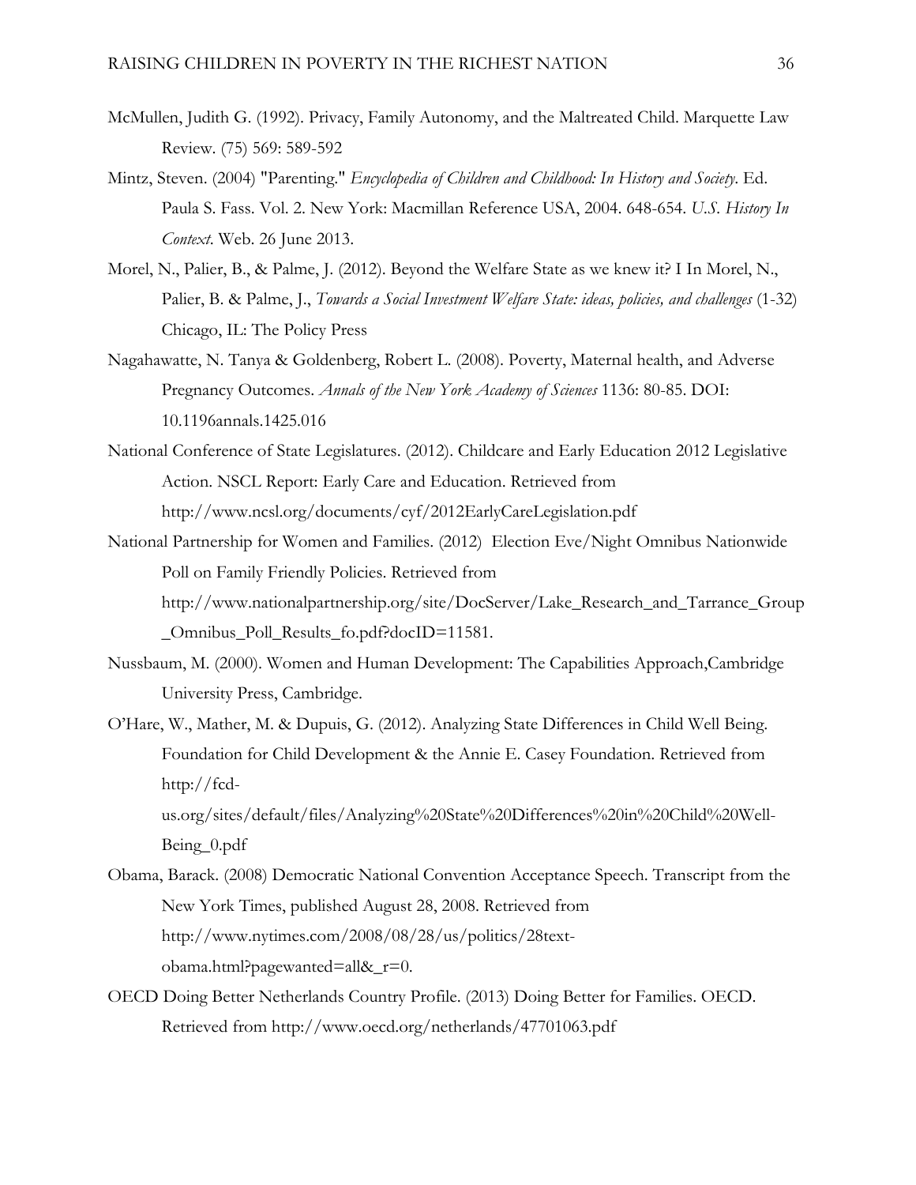McMullen, Judith G. (1992). Privacy, Family Autonomy, and the Maltreated Child. Marquette Law Review. (75) 569: 589-592

Mintz, Steven. (2004) "Parenting." *Encyclopedia of Children and Childhood: In History and Society*. Ed. Paula S. Fass. Vol. 2. New York: Macmillan Reference USA, 2004. 648-654. *U.S. History In Context*. Web. 26 June 2013.

Morel, N., Palier, B., & Palme, J. (2012). Beyond the Welfare State as we knew it? I In Morel, N., Palier, B. & Palme, J., *Towards a Social Investment Welfare State: ideas, policies, and challenges* (1-32) Chicago, IL: The Policy Press

Nagahawatte, N. Tanya & Goldenberg, Robert L. (2008). Poverty, Maternal health, and Adverse Pregnancy Outcomes. *Annals of the New York Academy of Sciences* 1136: 80-85. DOI: 10.1196annals.1425.016

National Conference of State Legislatures. (2012). Childcare and Early Education 2012 Legislative Action. NSCL Report: Early Care and Education. Retrieved from http://www.ncsl.org/documents/cyf/2012EarlyCareLegislation.pdf

National Partnership for Women and Families. (2012) Election Eve/Night Omnibus Nationwide Poll on Family Friendly Policies. Retrieved from http://www.nationalpartnership.org/site/DocServer/Lake_Research_and_Tarrance_Group_Omnibus_Poll_Results_fo.pdf?docID=11581.

Nussbaum, M. (2000). Women and Human Development: The Capabilities Approach,Cambridge University Press, Cambridge.

O'Hare, W., Mather, M. & Dupuis, G. (2012). Analyzing State Differences in Child Well Being. Foundation for Child Development & the Annie E. Casey Foundation. Retrieved from http://fcd-us.org/sites/default/files/Analyzing%20State%20Differences%20in%20Child%20Well-Being_0.pdf

Obama, Barack. (2008) Democratic National Convention Acceptance Speech. Transcript from the New York Times, published August 28, 2008. Retrieved from http://www.nytimes.com/2008/08/28/us/politics/28text-obama.html?pagewanted=all&_r=0.

OECD Doing Better Netherlands Country Profile. (2013) Doing Better for Families. OECD. Retrieved from http://www.oecd.org/netherlands/47701063.pdf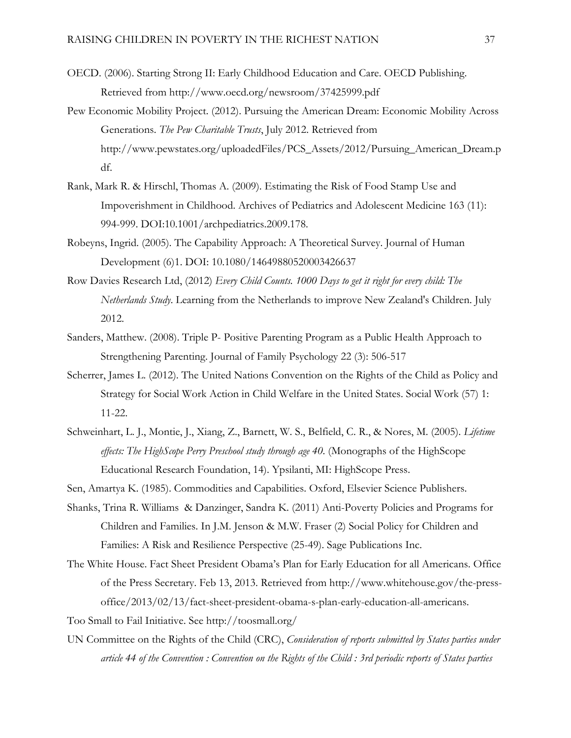OECD. (2006). Starting Strong II: Early Childhood Education and Care. OECD Publishing. Retrieved from http://www.oecd.org/newsroom/37425999.pdf

Pew Economic Mobility Project. (2012). Pursuing the American Dream: Economic Mobility Across Generations. *The Pew Charitable Trusts*, July 2012. Retrieved from http://www.pewstates.org/uploadedFiles/PCS_Assets/2012/Pursuing_American_Dream.pdf.

Rank, Mark R. & Hirschl, Thomas A. (2009). Estimating the Risk of Food Stamp Use and Impoverishment in Childhood. Archives of Pediatrics and Adolescent Medicine 163 (11): 994-999. DOI:10.1001/archpediatrics.2009.178.

Robeyns, Ingrid. (2005). The Capability Approach: A Theoretical Survey. Journal of Human Development (6)1. DOI: 10.1080/146498805200034266637

Row Davies Research Ltd, (2012) *Every Child Counts. 1000 Days to get it right for every child: The Netherlands Study*. Learning from the Netherlands to improve New Zealand's Children. July 2012.

Sanders, Matthew. (2008). Triple P- Positive Parenting Program as a Public Health Approach to Strengthening Parenting. Journal of Family Psychology 22 (3): 506-517

Scherrer, James L. (2012). The United Nations Convention on the Rights of the Child as Policy and Strategy for Social Work Action in Child Welfare in the United States. Social Work (57) 1: 11-22.

Schweinhart, L. J., Montie, J., Xiang, Z., Barnett, W. S., Belfield, C. R., & Nores, M. (2005). *Lifetime effects: The HighScope Perry Preschool study through age 40*. (Monographs of the HighScope Educational Research Foundation, 14). Ypsilanti, MI: HighScope Press.

Sen, Amartya K. (1985). Commodities and Capabilities. Oxford, Elsevier Science Publishers.

Shanks, Trina R. Williams & Danzinger, Sandra K. (2011) Anti-Poverty Policies and Programs for Children and Families. In J.M. Jenson & M.W. Fraser (2) Social Policy for Children and Families: A Risk and Resilience Perspective (25-49). Sage Publications Inc.

The White House. Fact Sheet President Obama's Plan for Early Education for all Americans. Office of the Press Secretary. Feb 13, 2013. Retrieved from http://www.whitehouse.gov/the-press-office/2013/02/13/fact-sheet-president-obama-s-plan-early-education-all-americans.

Too Small to Fail Initiative. See http://toosmall.org/

UN Committee on the Rights of the Child (CRC), *Consideration of reports submitted by States parties under article 44 of the Convention : Convention on the Rights of the Child : 3rd periodic reports of States parties*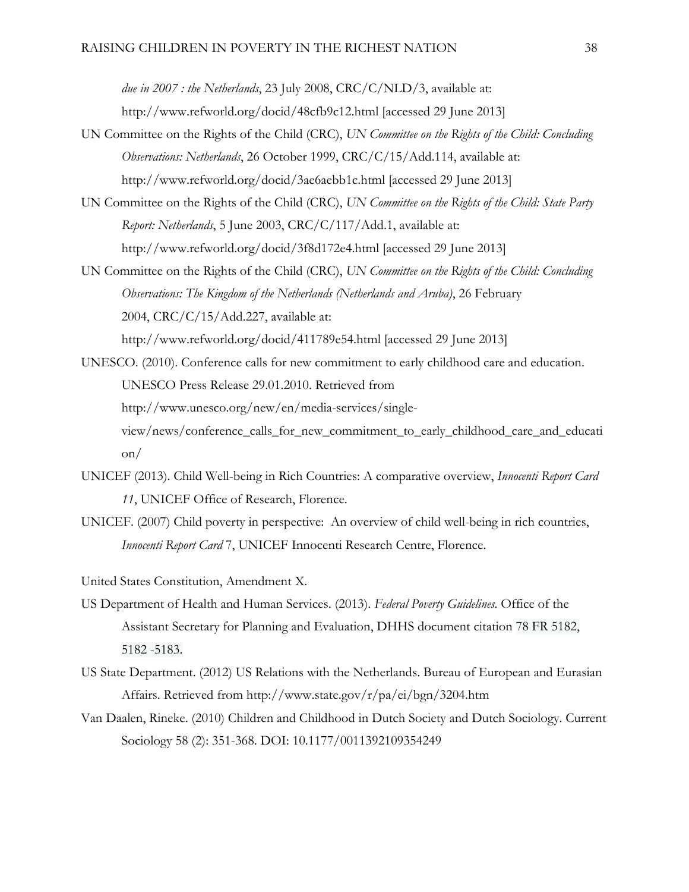*due in 2007 : the Netherlands*, 23 July 2008, CRC/C/NLD/3, available at: http://www.refworld.org/docid/48cfb9c12.html [accessed 29 June 2013]

UN Committee on the Rights of the Child (CRC), *UN Committee on the Rights of the Child: Concluding Observations: Netherlands*, 26 October 1999, CRC/C/15/Add.114, available at: http://www.refworld.org/docid/3ae6aebb1c.html [accessed 29 June 2013]

UN Committee on the Rights of the Child (CRC), *UN Committee on the Rights of the Child: State Party Report: Netherlands*, 5 June 2003, CRC/C/117/Add.1, available at: http://www.refworld.org/docid/3f8d172e4.html [accessed 29 June 2013]

UN Committee on the Rights of the Child (CRC), *UN Committee on the Rights of the Child: Concluding Observations: The Kingdom of the Netherlands (Netherlands and Aruba)*, 26 February 2004, CRC/C/15/Add.227, available at: http://www.refworld.org/docid/411789e54.html [accessed 29 June 2013]

UNESCO. (2010). Conference calls for new commitment to early childhood care and education. UNESCO Press Release 29.01.2010. Retrieved from http://www.unesco.org/new/en/media-services/single-view/news/conference_calls_for_new_commitment_to_early_childhood_care_and_education/

UNICEF (2013). Child Well-being in Rich Countries: A comparative overview, *Innocenti Report Card 11*, UNICEF Office of Research, Florence.

UNICEF. (2007) Child poverty in perspective: An overview of child well-being in rich countries, *Innocenti Report Card* 7, UNICEF Innocenti Research Centre, Florence.

United States Constitution, Amendment X.

US Department of Health and Human Services. (2013). *Federal Poverty Guidelines*. Office of the Assistant Secretary for Planning and Evaluation, DHHS document citation 78 FR 5182, 5182 -5183.

US State Department. (2012) US Relations with the Netherlands. Bureau of European and Eurasian Affairs. Retrieved from http://www.state.gov/r/pa/ei/bgn/3204.htm

Van Daalen, Rineke. (2010) Children and Childhood in Dutch Society and Dutch Sociology. Current Sociology 58 (2): 351-368. DOI: 10.1177/0011392109354249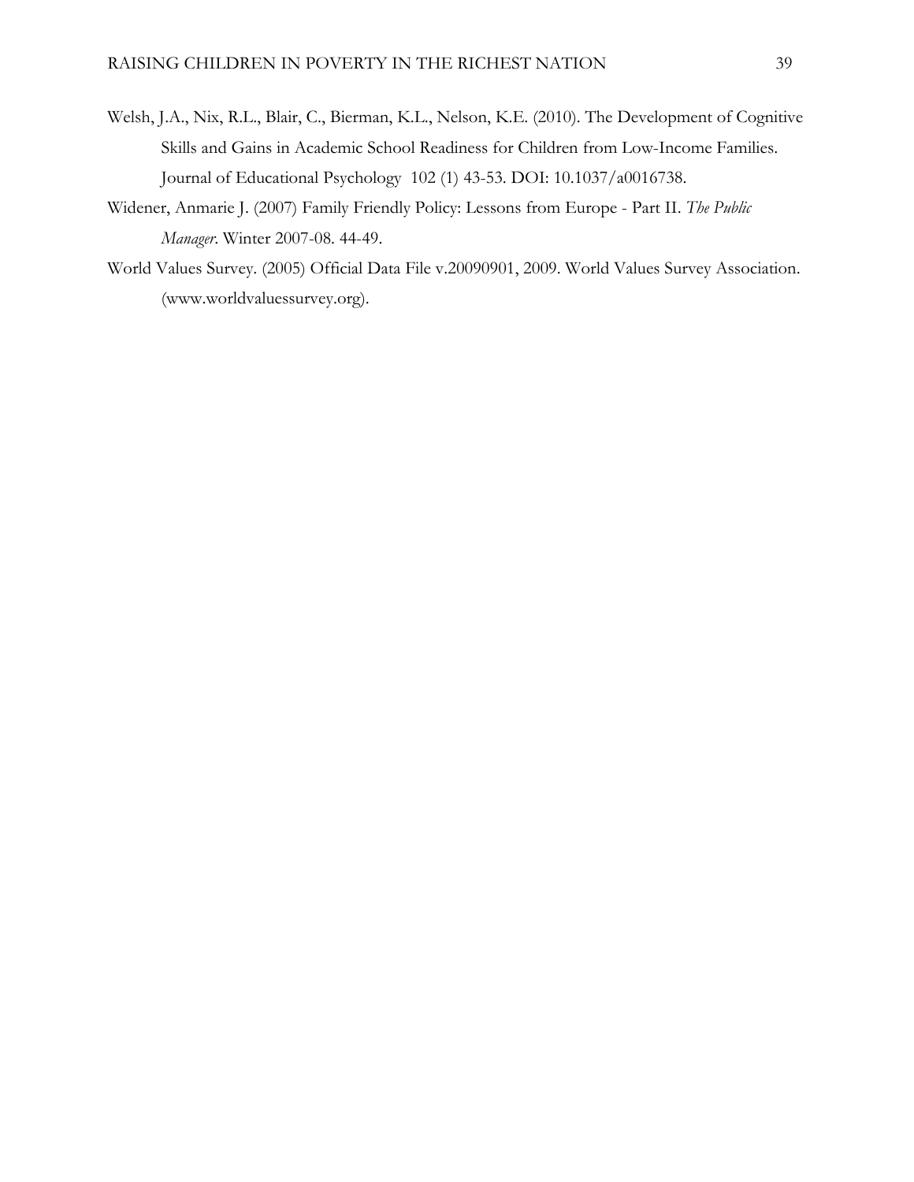Welsh, J.A., Nix, R.L., Blair, C., Bierman, K.L., Nelson, K.E. (2010). The Development of Cognitive Skills and Gains in Academic School Readiness for Children from Low-Income Families. Journal of Educational Psychology 102 (1) 43-53. DOI: 10.1037/a0016738.

Widener, Anmarie J. (2007) Family Friendly Policy: Lessons from Europe - Part II. *The Public Manager*. Winter 2007-08. 44-49.

World Values Survey. (2005) Official Data File v.20090901, 2009. World Values Survey Association. (www.worldvaluessurvey.org).